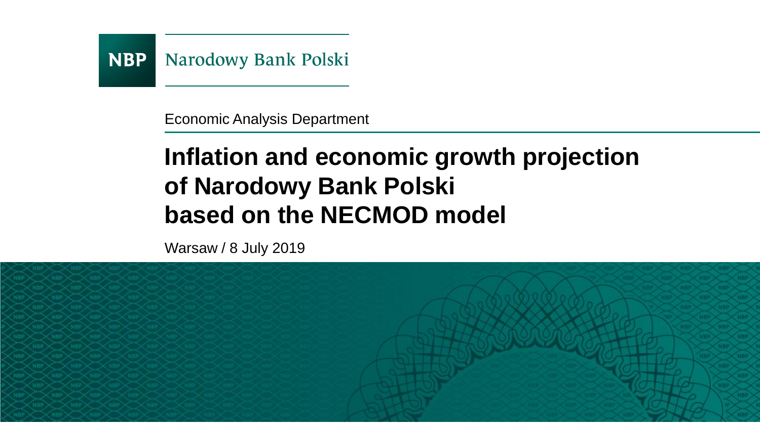NBP Narodowy Bank Polski

Economic Analysis Department

# Inflation and economic growth projection of Narodowy Bank Polski based on the NECMOD model

Warsaw / 8 July 2019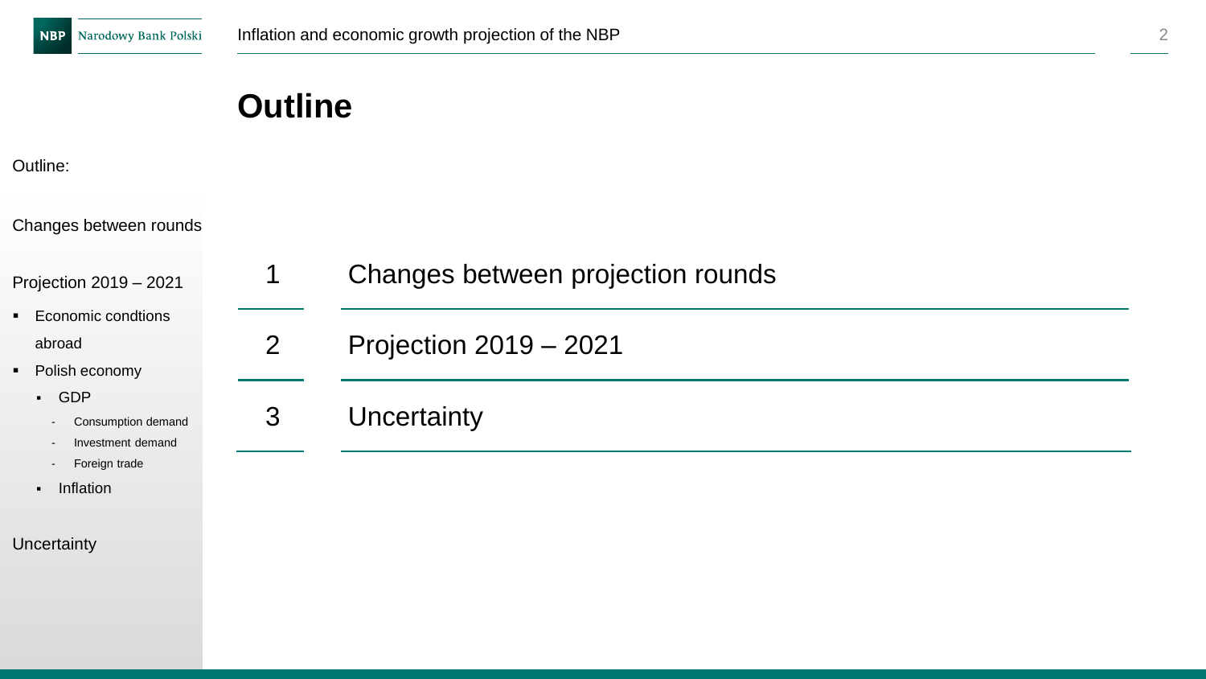# Outline

Outline:

Changes between rounds

Projection 2019 – 2021

- Economic condtions abroad
- Polish economy
  - GDP
    - Consumption demand
    - Investment demand
    - Foreign trade
  - Inflation

Uncertainty

| | |
|---|---|
| 1 | Changes between projection rounds |
| 2 | Projection 2019 – 2021 |
| 3 | Uncertainty |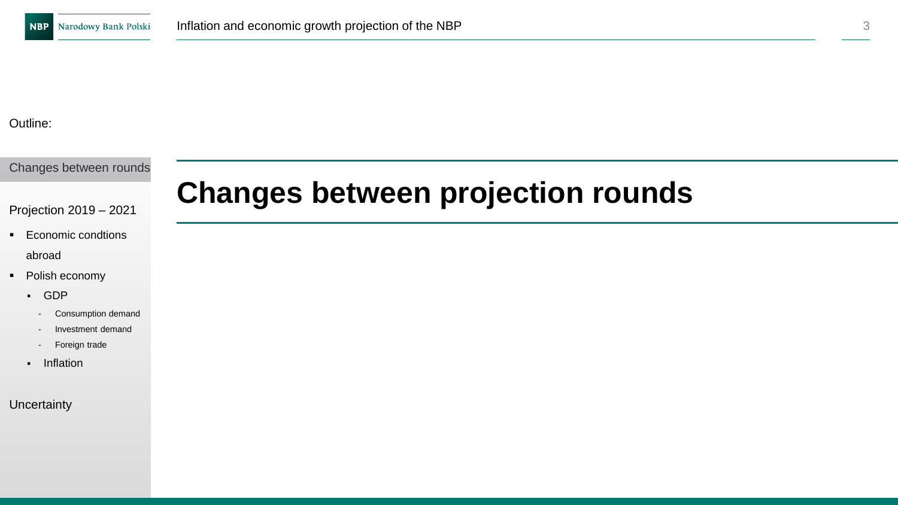Outline:

Changes between rounds

Projection 2019 – 2021

- Economic condtions abroad
- Polish economy
  - GDP
    - Consumption demand
    - Investment demand
    - Foreign trade
  - Inflation

Uncertainty

# Changes between projection rounds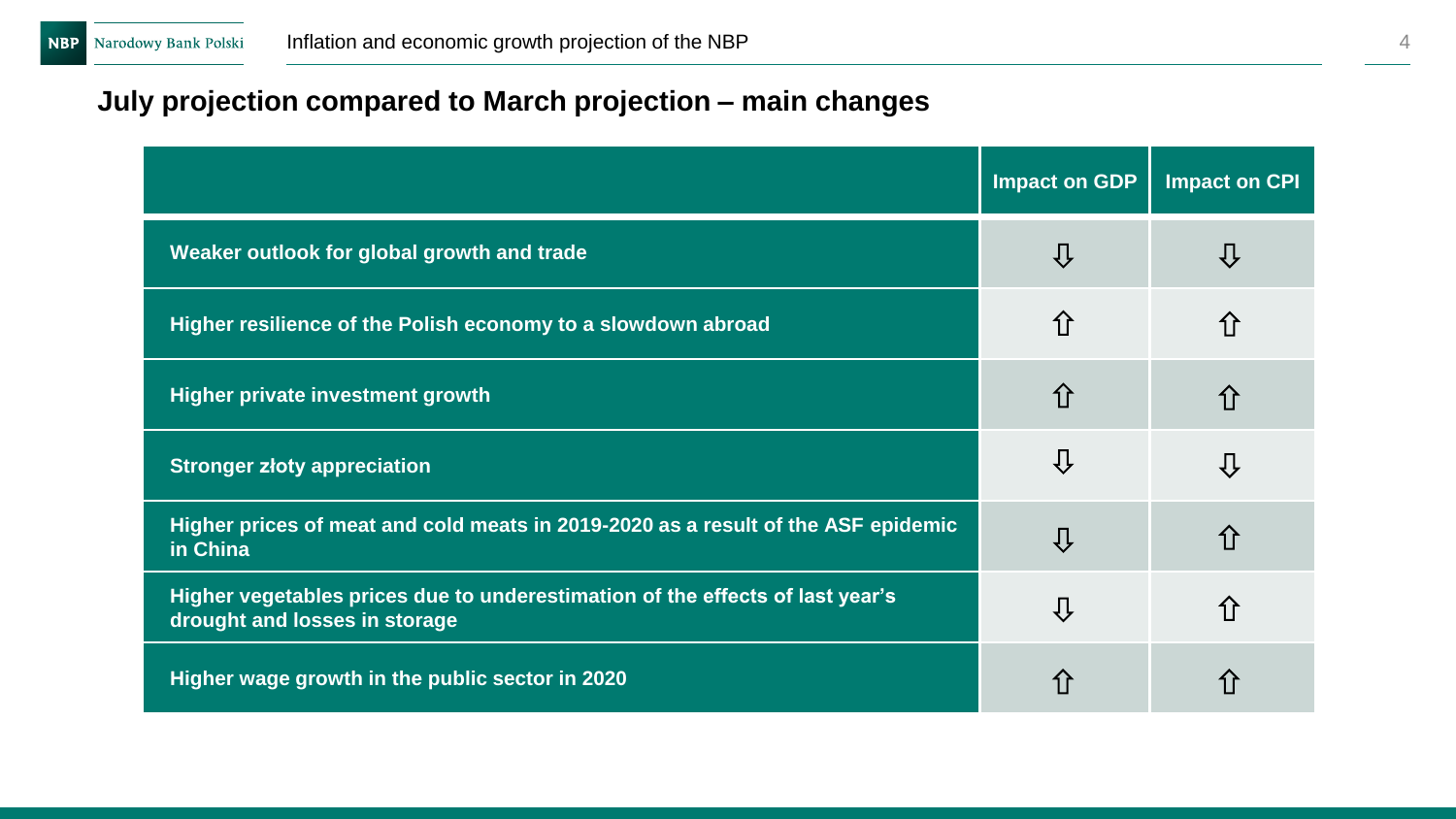## July projection compared to March projection – main changes

| | Impact on GDP | Impact on CPI |
|---|---|---|
| **Weaker outlook for global growth and trade** | ⇩ | ⇩ |
| **Higher resilience of the Polish economy to a slowdown abroad** | ⇧ | ⇧ |
| **Higher private investment growth** | ⇧ | ⇧ |
| **Stronger złoty appreciation** | ⇩ | ⇩ |
| **Higher prices of meat and cold meats in 2019-2020 as a result of the ASF epidemic in China** | ⇩ | ⇧ |
| **Higher vegetables prices due to underestimation of the effects of last year's drought and losses in storage** | ⇩ | ⇧ |
| **Higher wage growth in the public sector in 2020** | ⇧ | ⇧ |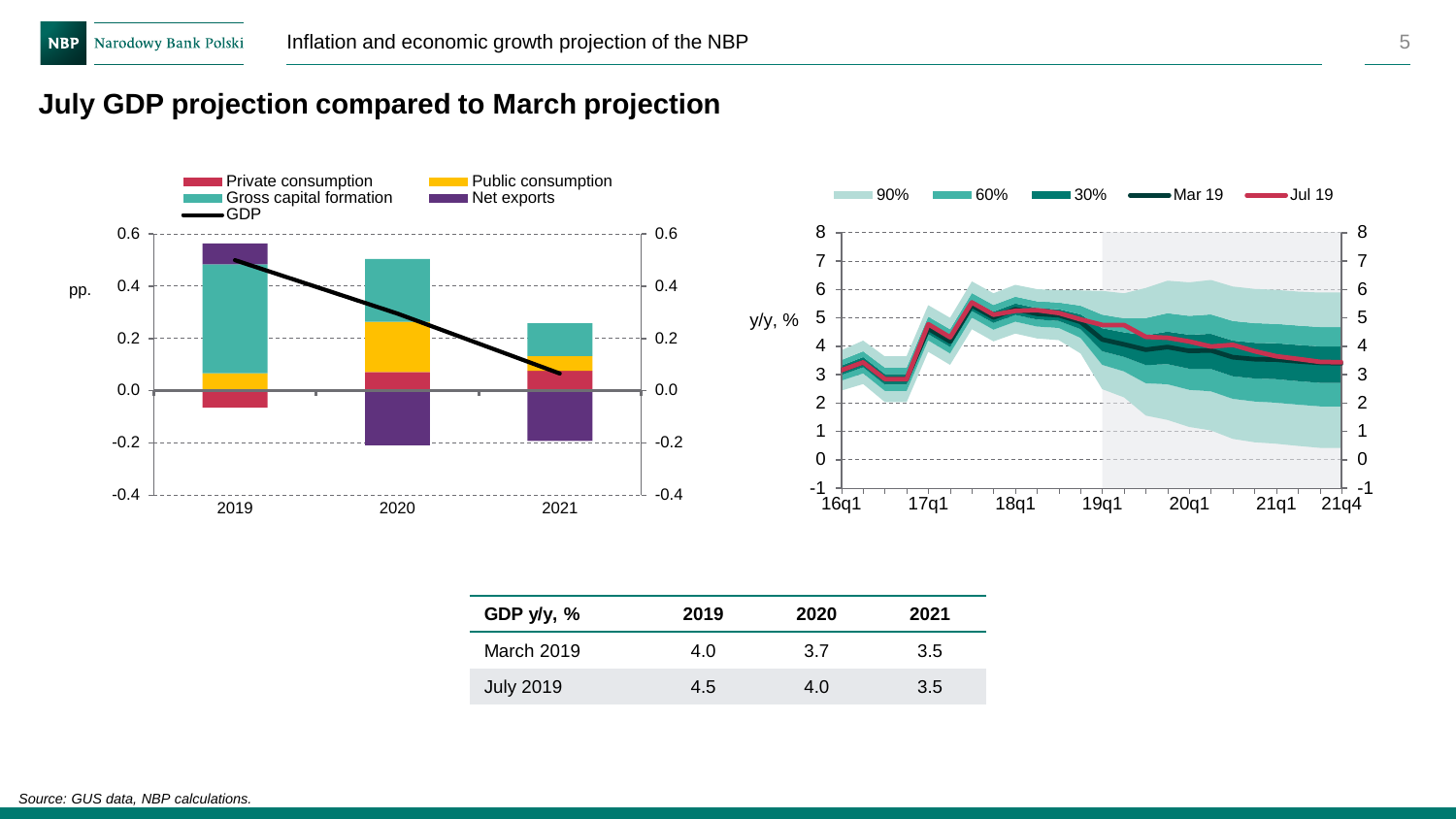## July GDP projection compared to March projection

| GDP y/y, % | 2019 | 2020 | 2021 |
|---|---|---|---|
| March 2019 | 4.0 | 3.7 | 3.5 |
| July 2019 | 4.5 | 4.0 | 3.5 |

*Source: GUS data, NBP calculations.*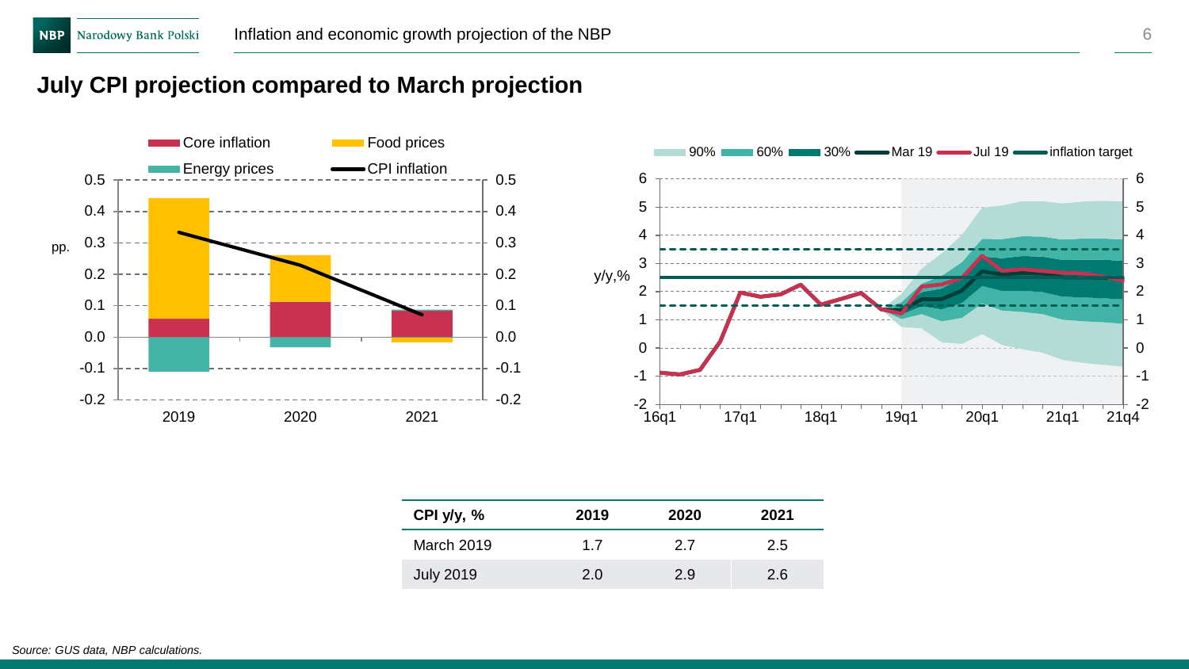## July CPI projection compared to March projection

| CPI y/y, % | 2019 | 2020 | 2021 |
|---|---|---|---|
| March 2019 | 1.7 | 2.7 | 2.5 |
| July 2019 | 2.0 | 2.9 | 2.6 |

*Source: GUS data, NBP calculations.*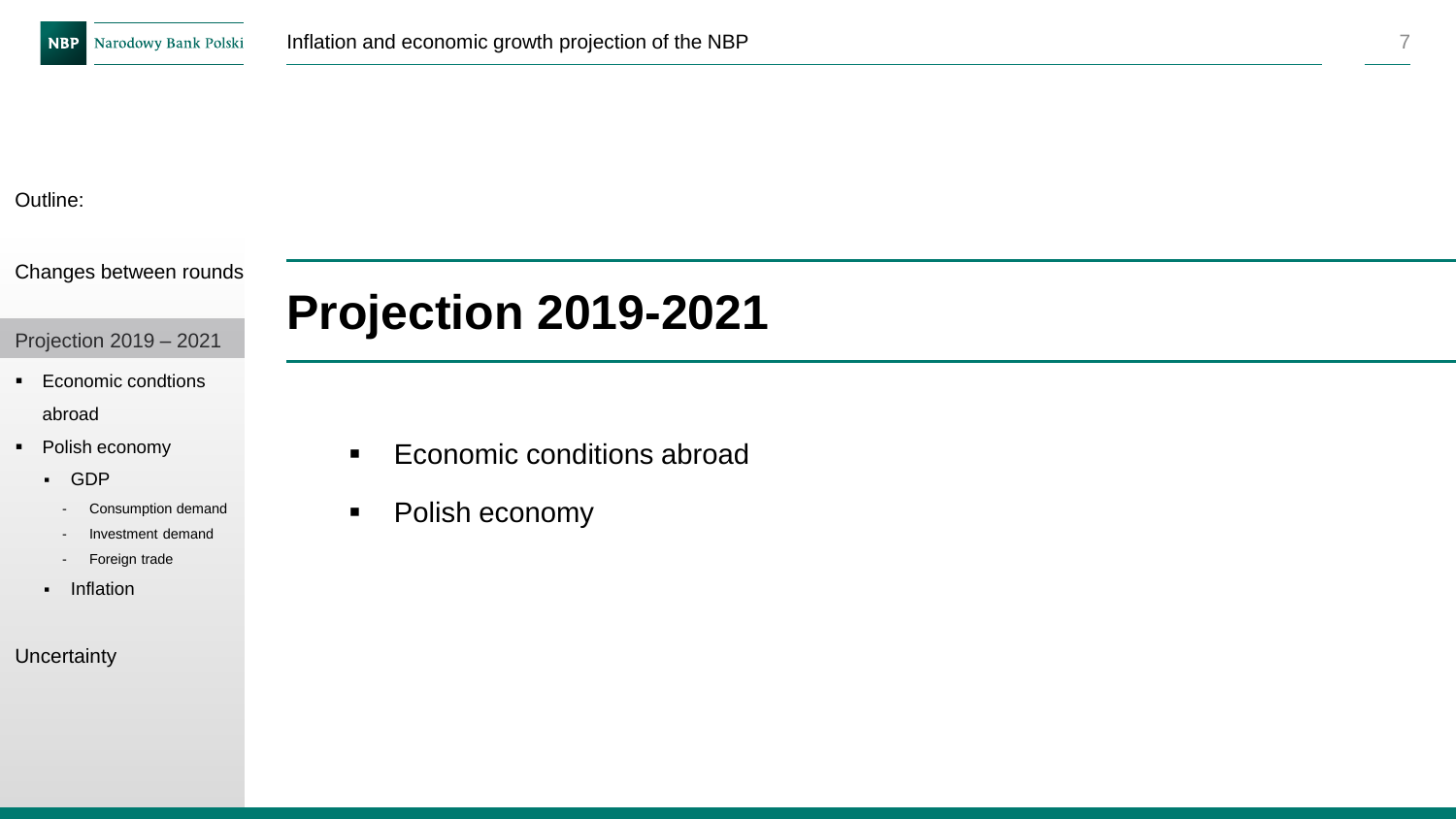Outline:

Changes between rounds

Projection 2019 – 2021

- Economic condtions abroad
- Polish economy
  - GDP
    - Consumption demand
    - Investment demand
    - Foreign trade
  - Inflation

Uncertainty

# Projection 2019-2021

- Economic conditions abroad
- Polish economy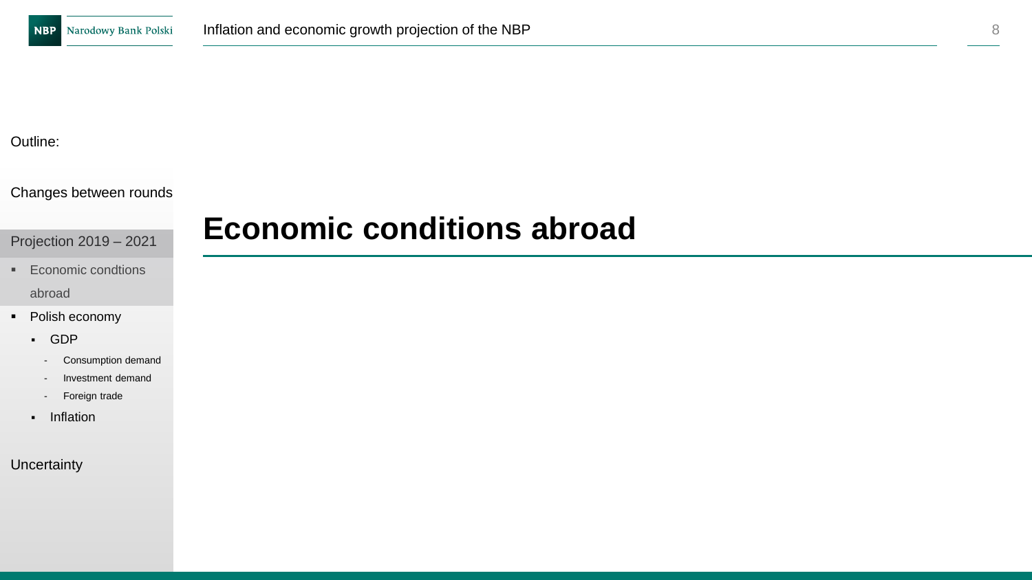Outline:

Changes between rounds

Projection 2019 – 2021

- Economic condtions abroad
- Polish economy
  - GDP
    - Consumption demand
    - Investment demand
    - Foreign trade
  - Inflation

Uncertainty

# Economic conditions abroad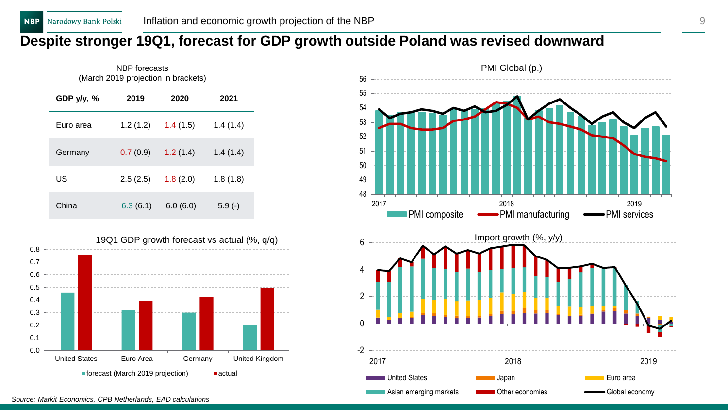# Despite stronger 19Q1, forecast for GDP growth outside Poland was revised downward

NBP forecasts
(March 2019 projection in brackets)

| GDP y/y, % | 2019 | 2020 | 2021 |
|---|---|---|---|
| Euro area | 1.2 (1.2) | 1.4 (1.5) | 1.4 (1.4) |
| Germany | 0.7 (0.9) | 1.2 (1.4) | 1.4 (1.4) |
| US | 2.5 (2.5) | 1.8 (2.0) | 1.8 (1.8) |
| China | 6.3 (6.1) | 6.0 (6.0) | 5.9 (-) |

19Q1 GDP growth forecast vs actual (%, q/q)

| | forecast (March 2019 projection) | actual |
|---|---|---|
| United States | 0.46 | 0.76 |
| Euro Area | 0.32 | 0.39 |
| Germany | 0.30 | 0.42 |
| United Kingdom | 0.20 | 0.50 |

PMI Global (p.)

Legend: PMI composite, PMI manufacturing, PMI services

Import growth (%, y/y)

Legend: United States, Japan, Euro area, Asian emerging markets, Other economies, Global economy

*Source: Markit Economics, CPB Netherlands, EAD calculations*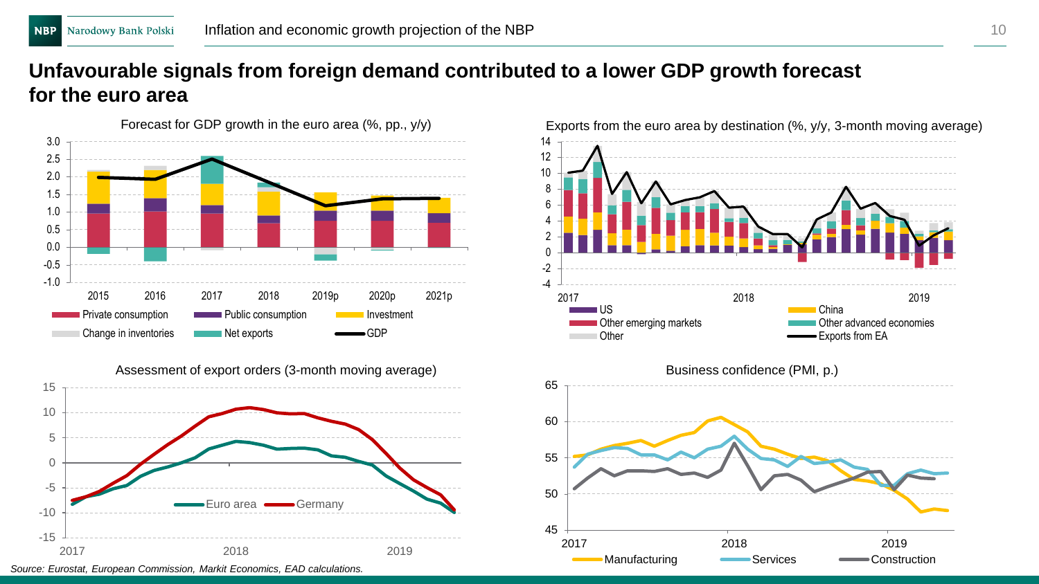## Unfavourable signals from foreign demand contributed to a lower GDP growth forecast for the euro area

Forecast for GDP growth in the euro area (%, pp., y/y)

Private consumption | Public consumption | Investment | Change in inventories | Net exports | GDP

Exports from the euro area by destination (%, y/y, 3-month moving average)

US | China | Other emerging markets | Other advanced economies | Other | Exports from EA

Assessment of export orders (3-month moving average)

Euro area | Germany

Business confidence (PMI, p.)

Manufacturing | Services | Construction

*Source: Eurostat, European Commission, Markit Economics, EAD calculations.*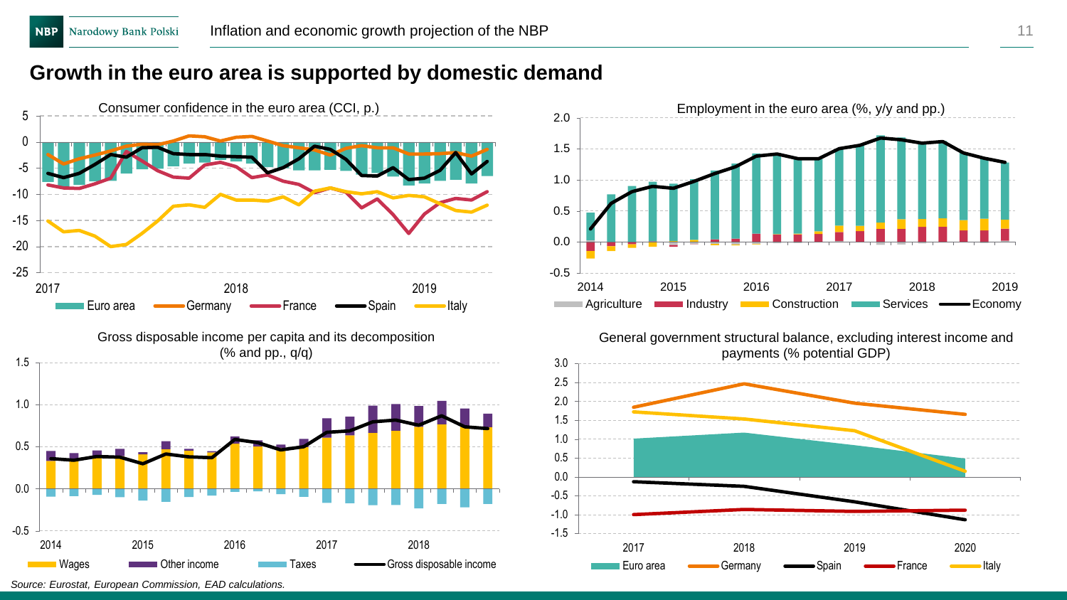## Growth in the euro area is supported by domestic demand

Consumer confidence in the euro area (CCI, p.)

Legend: Euro area, Germany, France, Spain, Italy

Employment in the euro area (%, y/y and pp.)

Legend: Agriculture, Industry, Construction, Services, Economy

Gross disposable income per capita and its decomposition (% and pp., q/q)

Legend: Wages, Other income, Taxes, Gross disposable income

General government structural balance, excluding interest income and payments (% potential GDP)

Legend: Euro area, Germany, Spain, France, Italy

*Source: Eurostat, European Commission, EAD calculations.*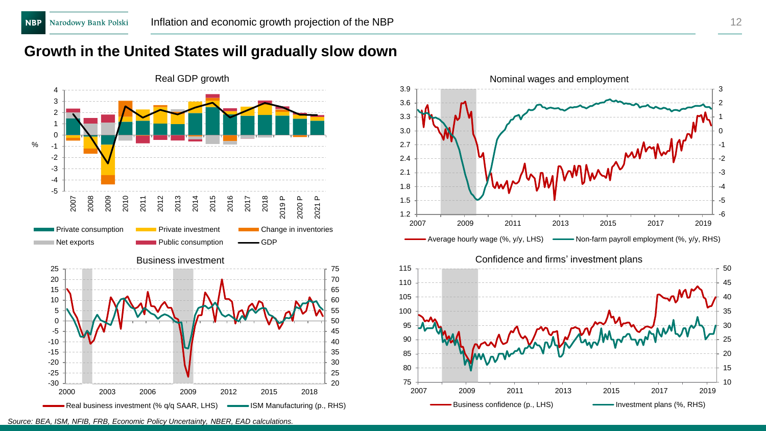# Growth in the United States will gradually slow down

Real GDP growth

Private consumption, Private investment, Change in inventories, Net exports, Public consumption, GDP

Nominal wages and employment

Average hourly wage (%, y/y, LHS), Non-farm payroll employment (%, y/y, RHS)

Business investment

Real business investment (% q/q SAAR, LHS), ISM Manufacturing (p., RHS)

Confidence and firms' investment plans

Business confidence (p., LHS), Investment plans (%, RHS)

*Source: BEA, ISM, NFIB, FRB, Economic Policy Uncertainty, NBER, EAD calculations.*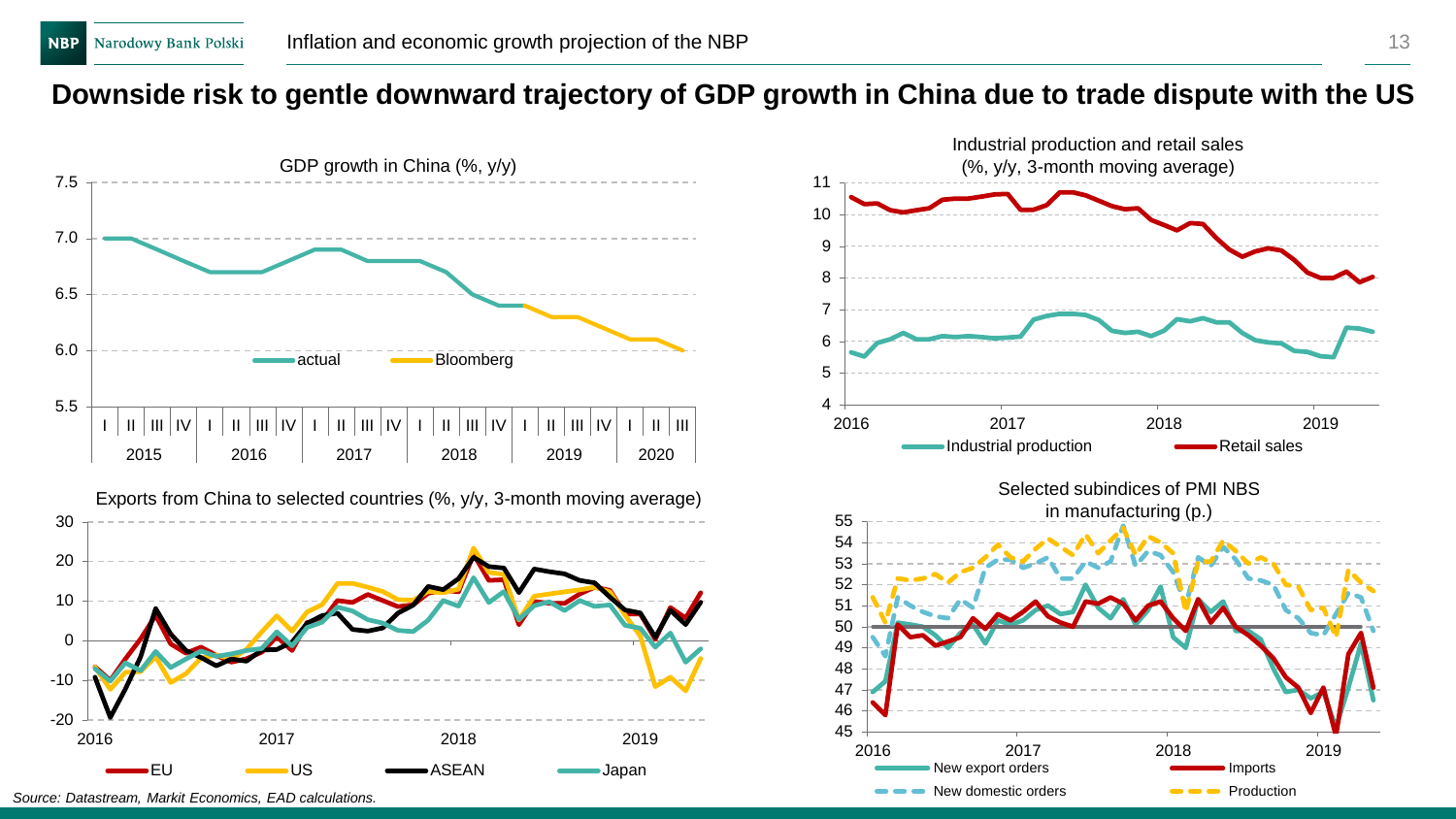## Downside risk to gentle downward trajectory of GDP growth in China due to trade dispute with the US

GDP growth in China (%, y/y)

actual — Bloomberg

Industrial production and retail sales (%, y/y, 3-month moving average)

Industrial production — Retail sales

Exports from China to selected countries (%, y/y, 3-month moving average)

EU — US — ASEAN — Japan

Selected subindices of PMI NBS in manufacturing (p.)

New export orders — Imports — New domestic orders — Production

*Source: Datastream, Markit Economics, EAD calculations.*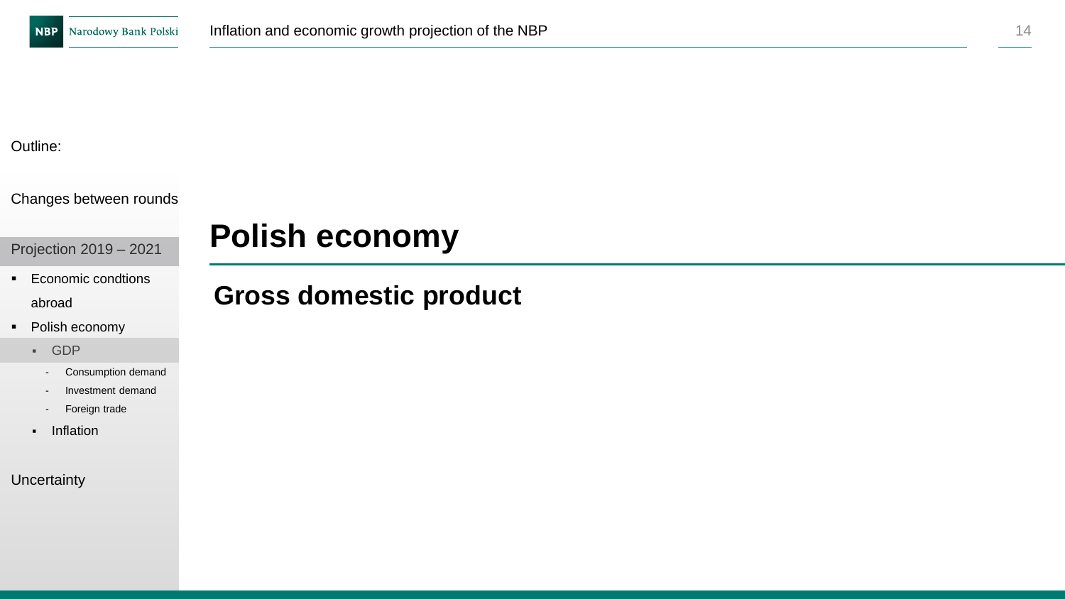Outline:

Changes between rounds

Projection 2019 – 2021

- Economic condtions abroad
- Polish economy
  - GDP
    - Consumption demand
    - Investment demand
    - Foreign trade
  - Inflation

Uncertainty

# Polish economy

## Gross domestic product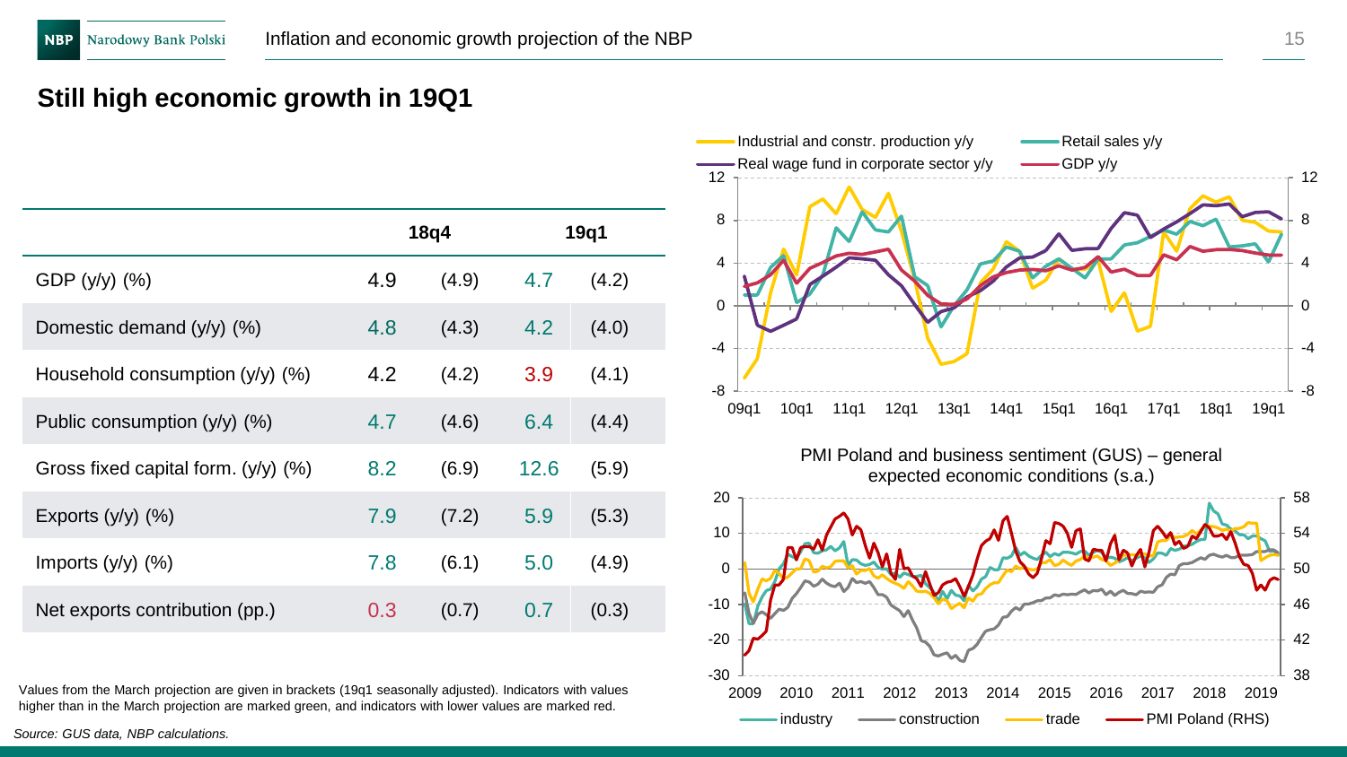## Still high economic growth in 19Q1

| | 18q4 | | 19q1 | |
|---|---|---|---|---|
| GDP (y/y) (%) | 4.9 | (4.9) | 4.7 | (4.2) |
| Domestic demand (y/y) (%) | 4.8 | (4.3) | 4.2 | (4.0) |
| Household consumption (y/y) (%) | 4.2 | (4.2) | 3.9 | (4.1) |
| Public consumption (y/y) (%) | 4.7 | (4.6) | 6.4 | (4.4) |
| Gross fixed capital form. (y/y) (%) | 8.2 | (6.9) | 12.6 | (5.9) |
| Exports (y/y) (%) | 7.9 | (7.2) | 5.9 | (5.3) |
| Imports (y/y) (%) | 7.8 | (6.1) | 5.0 | (4.9) |
| Net exports contribution (pp.) | 0.3 | (0.7) | 0.7 | (0.3) |

Values from the March projection are given in brackets (19q1 seasonally adjusted). Indicators with values higher than in the March projection are marked green, and indicators with lower values are marked red.

*Source: GUS data, NBP calculations.*

Industrial and constr. production y/y; Retail sales y/y; Real wage fund in corporate sector y/y; GDP y/y

PMI Poland and business sentiment (GUS) – general expected economic conditions (s.a.)

industry; construction; trade; PMI Poland (RHS)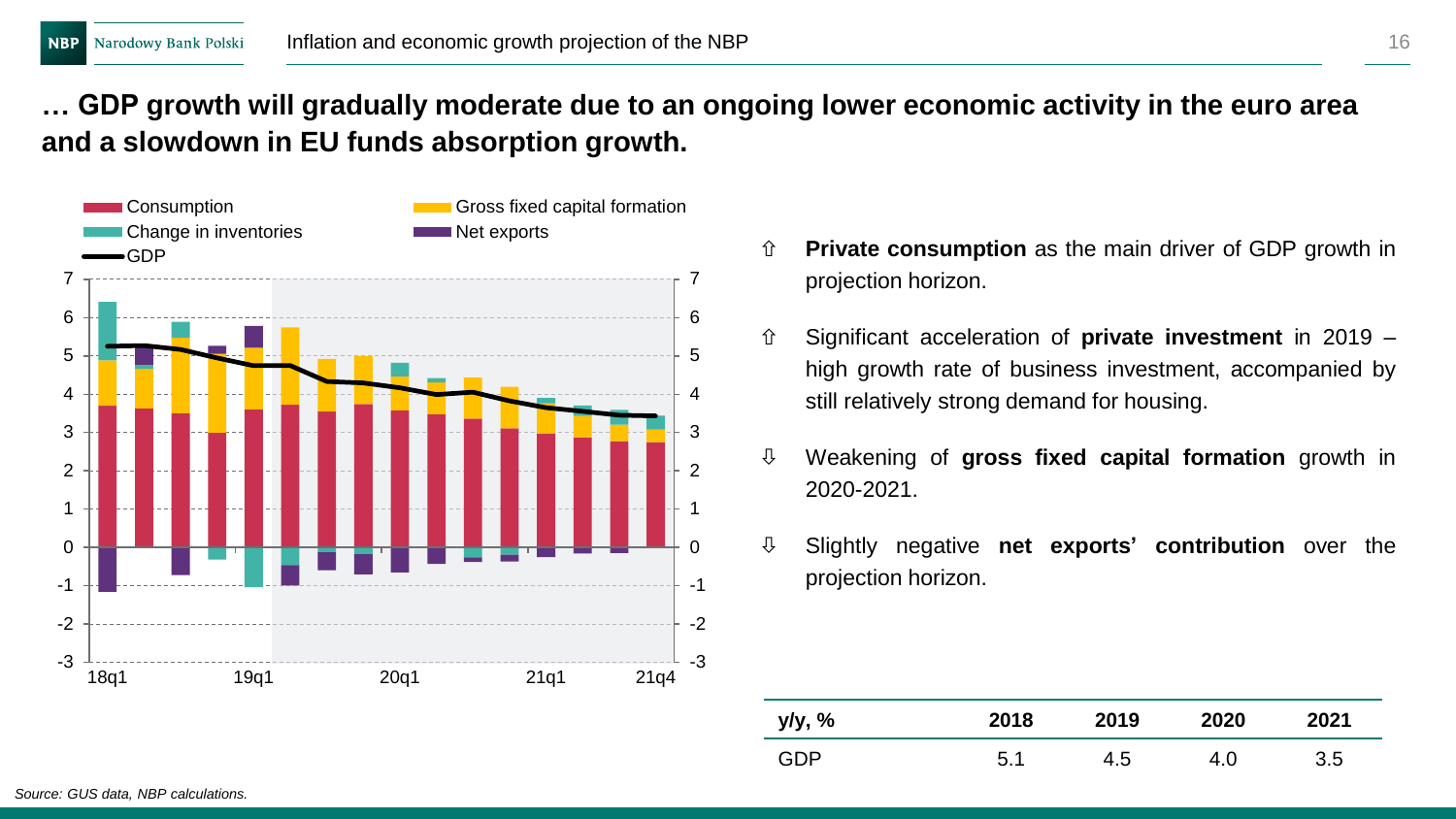## … GDP growth will gradually moderate due to an ongoing lower economic activity in the euro area and a slowdown in EU funds absorption growth.

- ⇧ **Private consumption** as the main driver of GDP growth in projection horizon.
- ⇧ Significant acceleration of **private investment** in 2019 – high growth rate of business investment, accompanied by still relatively strong demand for housing.
- ⇩ Weakening of **gross fixed capital formation** growth in 2020-2021.
- ⇩ Slightly negative **net exports' contribution** over the projection horizon.

| y/y, % | 2018 | 2019 | 2020 | 2021 |
|---|---|---|---|---|
| GDP | 5.1 | 4.5 | 4.0 | 3.5 |

*Source: GUS data, NBP calculations.*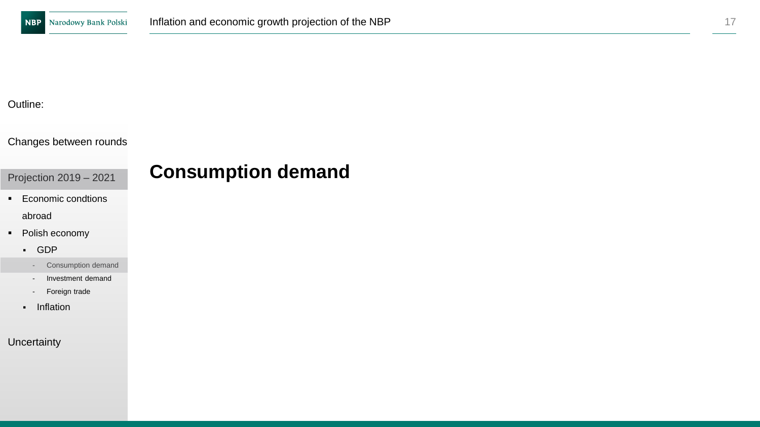Outline:

Changes between rounds

Projection 2019 – 2021

- Economic condtions abroad
- Polish economy
  - GDP
    - Consumption demand
    - Investment demand
    - Foreign trade
  - Inflation

Uncertainty

# Consumption demand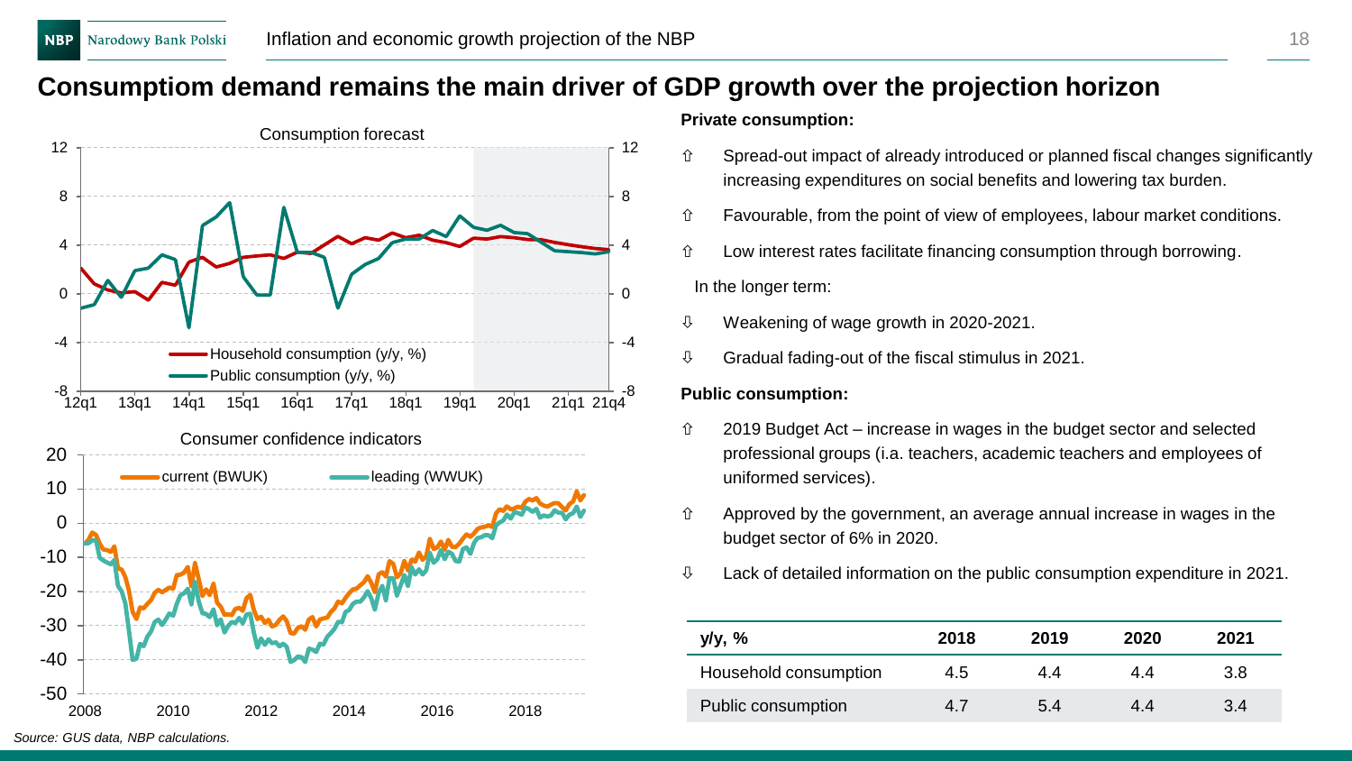## Consumptiom demand remains the main driver of GDP growth over the projection horizon

Consumption forecast

Consumer confidence indicators

**Private consumption:**

- ⇧ Spread-out impact of already introduced or planned fiscal changes significantly increasing expenditures on social benefits and lowering tax burden.
- ⇧ Favourable, from the point of view of employees, labour market conditions.
- ⇧ Low interest rates facilitate financing consumption through borrowing.

In the longer term:

- ⇩ Weakening of wage growth in 2020-2021.
- ⇩ Gradual fading-out of the fiscal stimulus in 2021.

**Public consumption:**

- ⇧ 2019 Budget Act – increase in wages in the budget sector and selected professional groups (i.a. teachers, academic teachers and employees of uniformed services).
- ⇧ Approved by the government, an average annual increase in wages in the budget sector of 6% in 2020.
- ⇩ Lack of detailed information on the public consumption expenditure in 2021.

| y/y, % | 2018 | 2019 | 2020 | 2021 |
|---|---|---|---|---|
| Household consumption | 4.5 | 4.4 | 4.4 | 3.8 |
| Public consumption | 4.7 | 5.4 | 4.4 | 3.4 |

*Source: GUS data, NBP calculations.*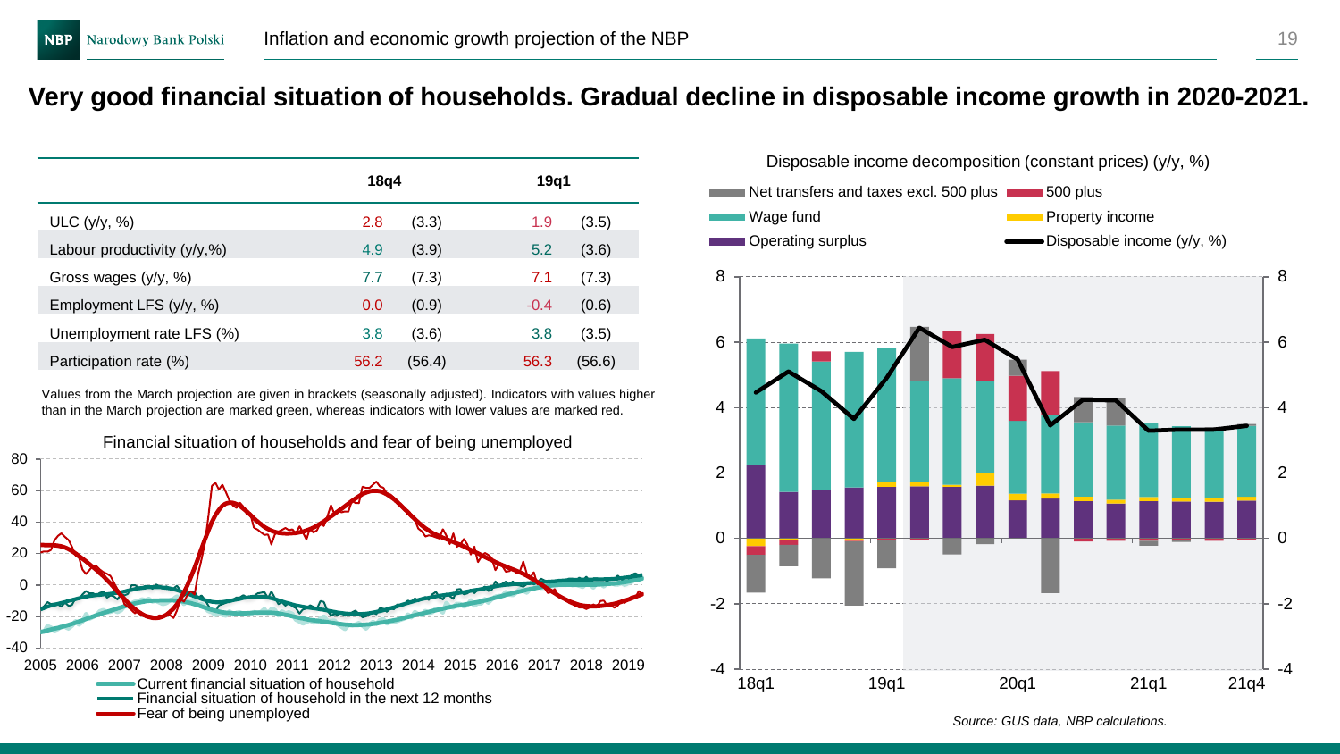# Very good financial situation of households. Gradual decline in disposable income growth in 2020-2021.

| | 18q4 | | 19q1 | |
|---|---|---|---|---|
| ULC (y/y, %) | 2.8 | (3.3) | 1.9 | (3.5) |
| Labour productivity (y/y,%) | 4.9 | (3.9) | 5.2 | (3.6) |
| Gross wages (y/y, %) | 7.7 | (7.3) | 7.1 | (7.3) |
| Employment LFS (y/y, %) | 0.0 | (0.9) | -0.4 | (0.6) |
| Unemployment rate LFS (%) | 3.8 | (3.6) | 3.8 | (3.5) |
| Participation rate (%) | 56.2 | (56.4) | 56.3 | (56.6) |

Values from the March projection are given in brackets (seasonally adjusted). Indicators with values higher than in the March projection are marked green, whereas indicators with lower values are marked red.

Financial situation of households and fear of being unemployed

Disposable income decomposition (constant prices) (y/y, %)

*Source: GUS data, NBP calculations.*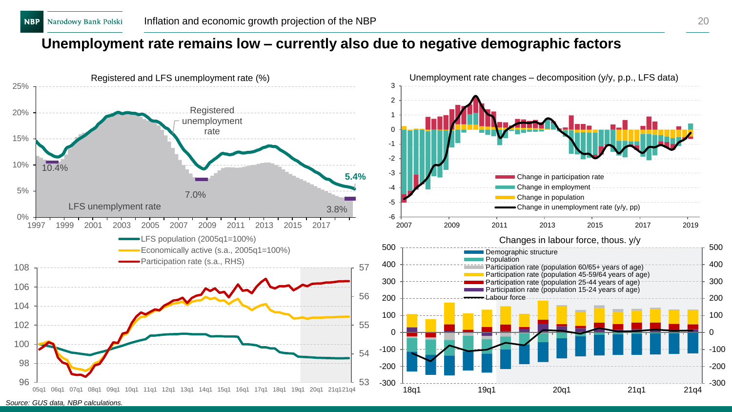# Unemployment rate remains low – currently also due to negative demographic factors

**Registered and LFS unemployment rate (%)**

Registered unemployment rate

LFS unemplyment rate

10.4%

7.0%

3.8%

5.4%

**Unemployment rate changes – decomposition (y/y, p.p., LFS data)**

- Change in participation rate
- Change in employment
- Change in population
- Change in unemployment rate (y/y, pp)

- LFS population (2005q1=100%)
- Economically active (s.a., 2005q1=100%)
- Participation rate (s.a., RHS)

**Changes in labour force, thous. y/y**

- Demographic structure
- Population
- Participation rate (population 60/65+ years of age)
- Participation rate (population 45-59/64 years of age)
- Participation rate (population 25-44 years of age)
- Participation rate (population 15-24 years of age)
- Labour force

*Source: GUS data, NBP calculations.*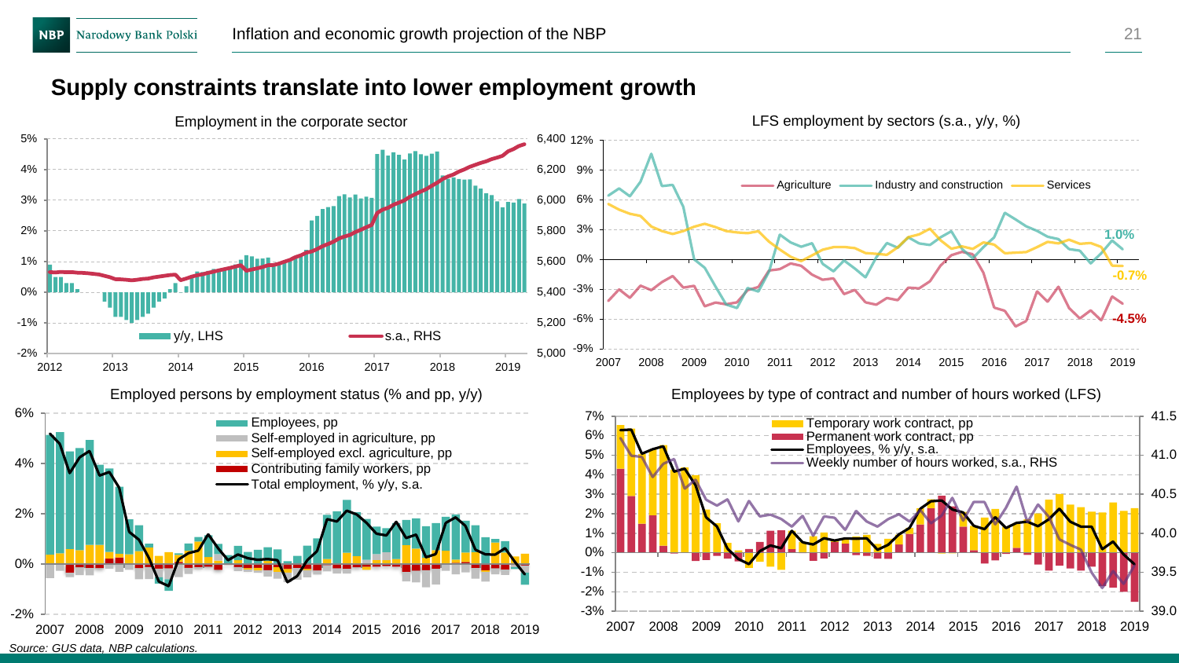## Supply constraints translate into lower employment growth

Employment in the corporate sector

LFS employment by sectors (s.a., y/y, %)

Employed persons by employment status (% and pp, y/y)

Employees by type of contract and number of hours worked (LFS)

*Source: GUS data, NBP calculations.*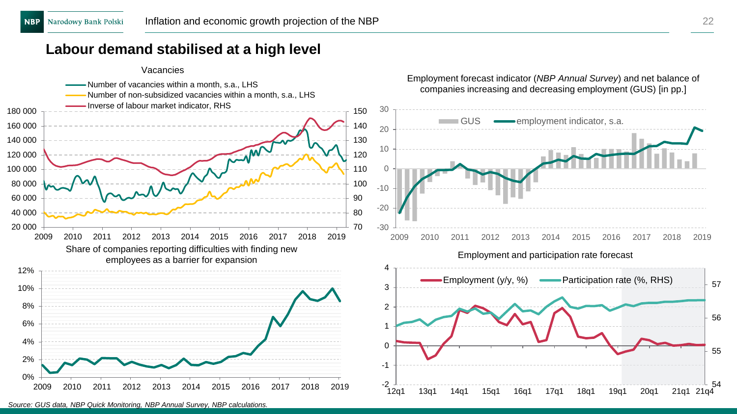## Labour demand stabilised at a high level

Vacancies

- Number of vacancies within a month, s.a., LHS
- Number of non-subsidized vacancies within a month, s.a., LHS
- Inverse of labour market indicator, RHS

Employment forecast indicator (*NBP Annual Survey*) and net balance of companies increasing and decreasing employment (GUS) [in pp.]

Share of companies reporting difficulties with finding new employees as a barrier for expansion

Employment and participation rate forecast

Source: GUS data, NBP Quick Monitoring, NBP Annual Survey, NBP calculations.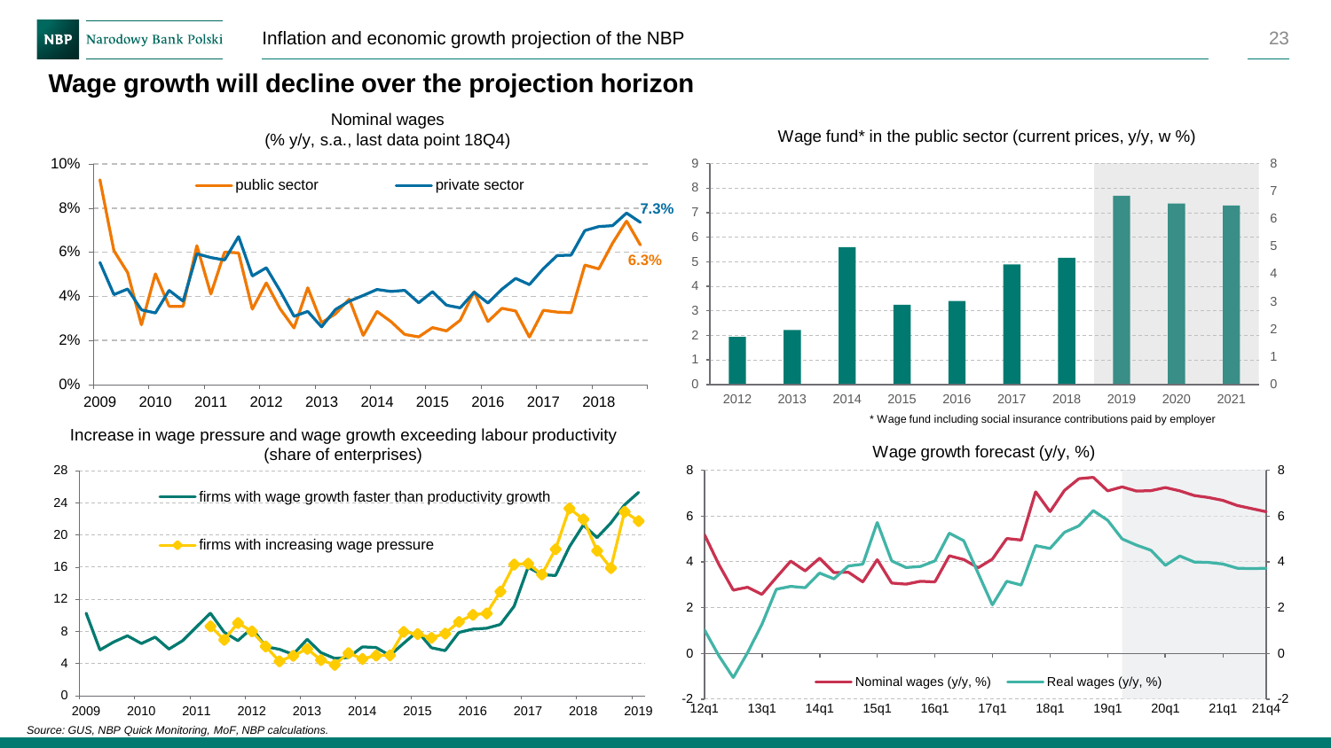## Wage growth will decline over the projection horizon

Nominal wages
(% y/y, s.a., last data point 18Q4)

public sector — private sector

7.3%
6.3%

Wage fund* in the public sector (current prices, y/y, w %)

\* Wage fund including social insurance contributions paid by employer

Increase in wage pressure and wage growth exceeding labour productivity
(share of enterprises)

firms with wage growth faster than productivity growth
firms with increasing wage pressure

Wage growth forecast (y/y, %)

Nominal wages (y/y, %) — Real wages (y/y, %)

*Source: GUS, NBP Quick Monitoring, MoF, NBP calculations.*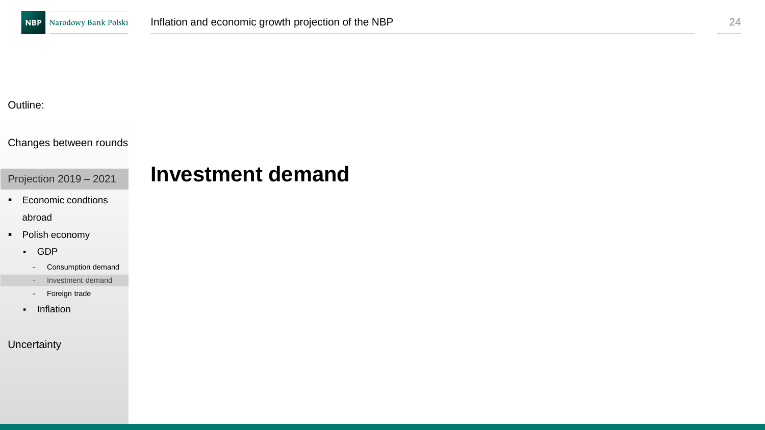Outline:

Changes between rounds

Projection 2019 – 2021

- Economic condtions abroad
- Polish economy
  - GDP
    - Consumption demand
    - Investment demand
    - Foreign trade
  - Inflation

Uncertainty

# Investment demand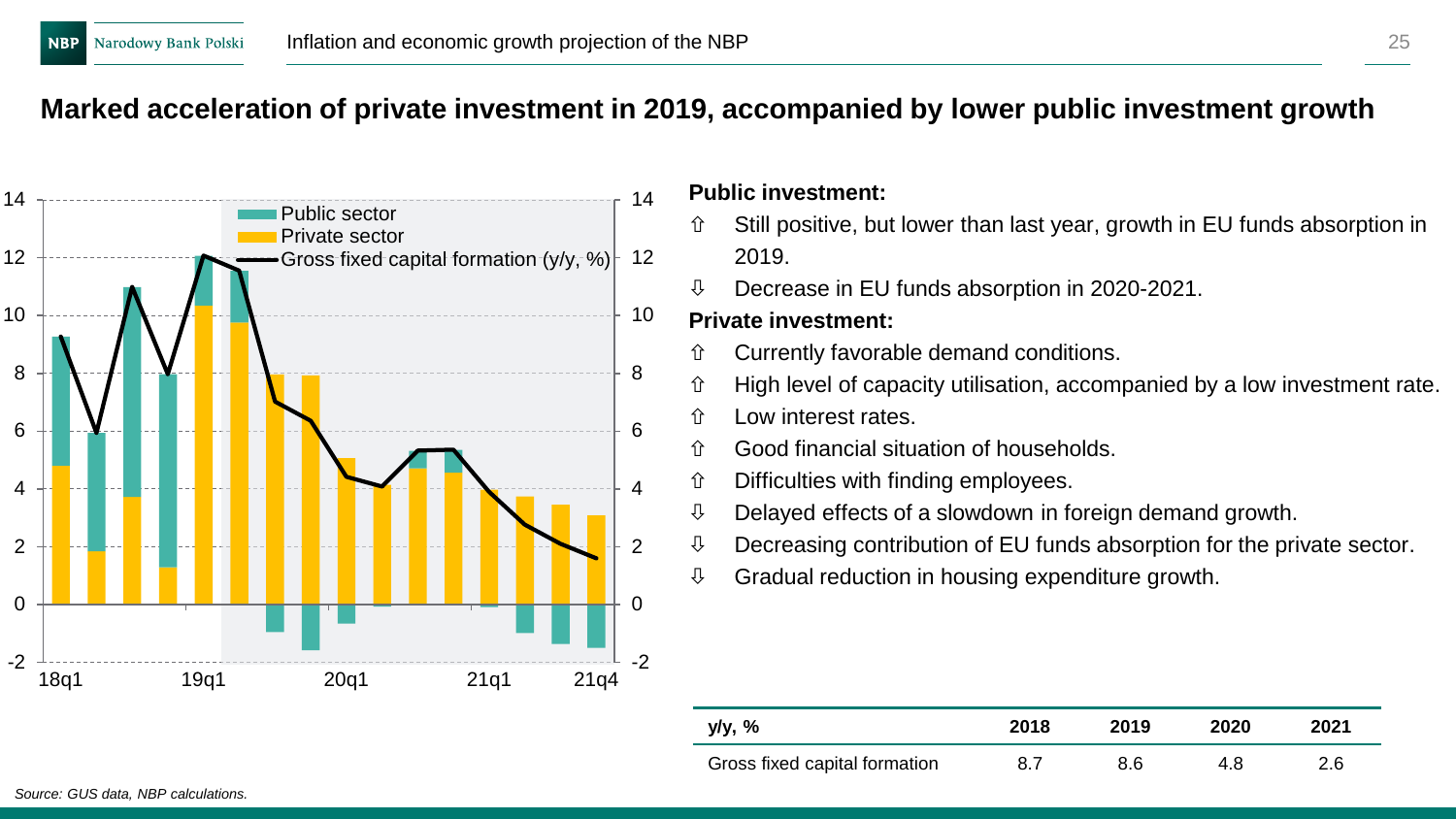## Marked acceleration of private investment in 2019, accompanied by lower public investment growth

Public sector
Private sector
Gross fixed capital formation (y/y, %)

**Public investment:**

- ⇧ Still positive, but lower than last year, growth in EU funds absorption in 2019.
- ⇩ Decrease in EU funds absorption in 2020-2021.

**Private investment:**

- ⇧ Currently favorable demand conditions.
- ⇧ High level of capacity utilisation, accompanied by a low investment rate.
- ⇧ Low interest rates.
- ⇧ Good financial situation of households.
- ⇧ Difficulties with finding employees.
- ⇩ Delayed effects of a slowdown in foreign demand growth.
- ⇩ Decreasing contribution of EU funds absorption for the private sector.
- ⇩ Gradual reduction in housing expenditure growth.

| y/y, % | 2018 | 2019 | 2020 | 2021 |
|---|---|---|---|---|
| Gross fixed capital formation | 8.7 | 8.6 | 4.8 | 2.6 |

*Source: GUS data, NBP calculations.*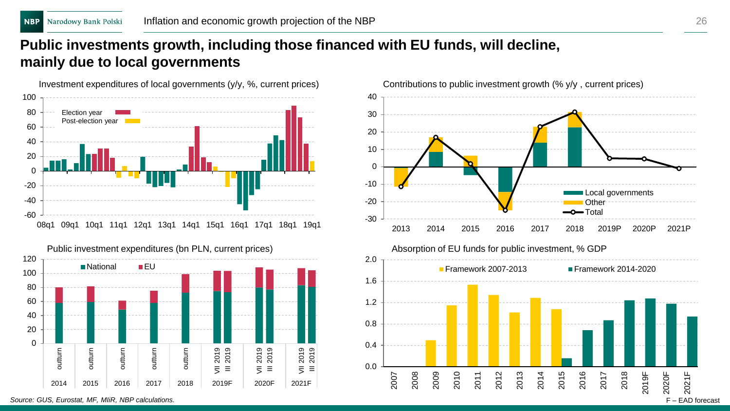# Public investments growth, including those financed with EU funds, will decline, mainly due to local governments

Investment expenditures of local governments (y/y, %, current prices)

Contributions to public investment growth (% y/y , current prices)

Public investment expenditures (bn PLN, current prices)

Absorption of EU funds for public investment, % GDP

*Source: GUS, Eurostat, MF, MIiR, NBP calculations.*

F – EAD forecast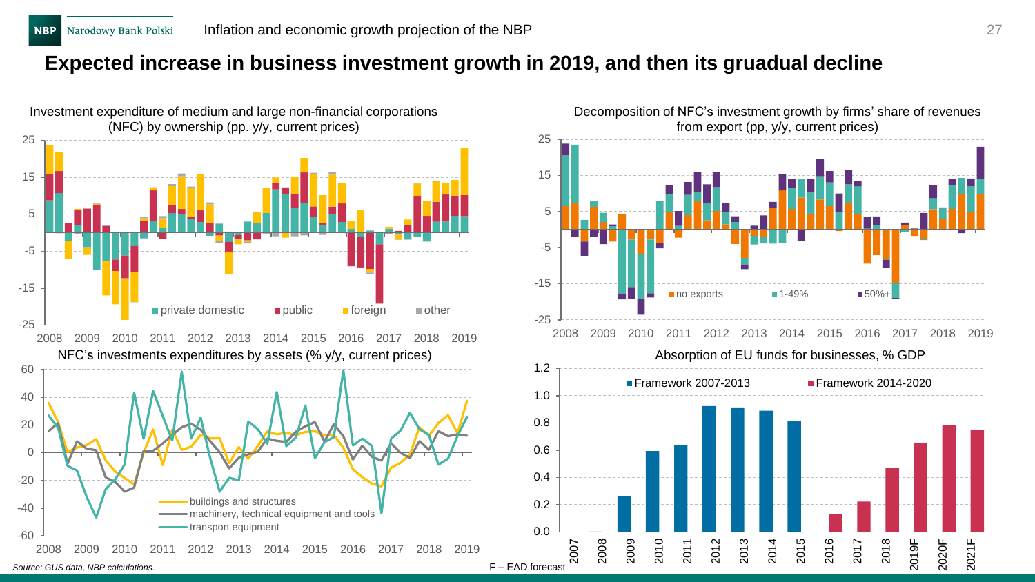# Expected increase in business investment growth in 2019, and then its gruadual decline

Investment expenditure of medium and large non-financial corporations (NFC) by ownership (pp. y/y, current prices)

Decomposition of NFC's investment growth by firms' share of revenues from export (pp, y/y, current prices)

NFC's investments expenditures by assets (% y/y, current prices)

Absorption of EU funds for businesses, % GDP

*Source: GUS data, NBP calculations.*

F – EAD forecast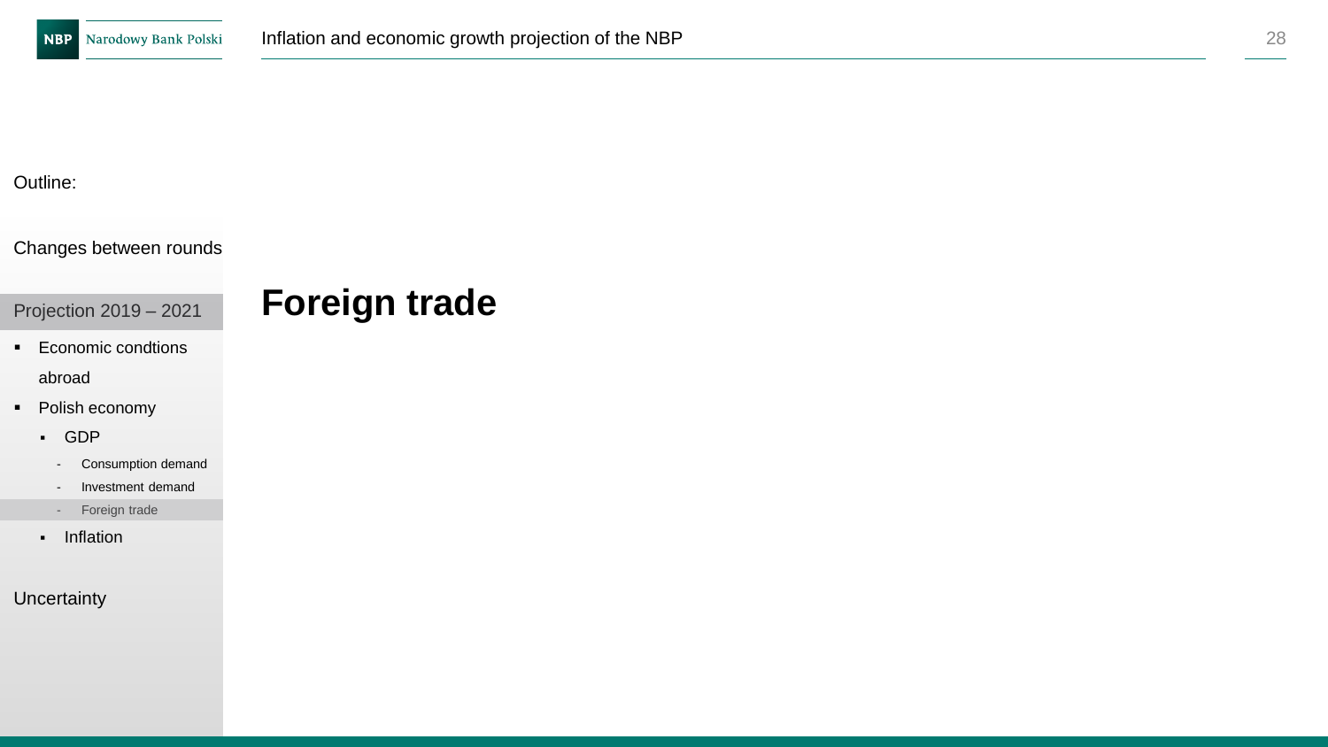Outline:

Changes between rounds

Projection 2019 – 2021

- Economic condtions abroad
- Polish economy
  - GDP
    - Consumption demand
    - Investment demand
    - Foreign trade
  - Inflation

Uncertainty

# Foreign trade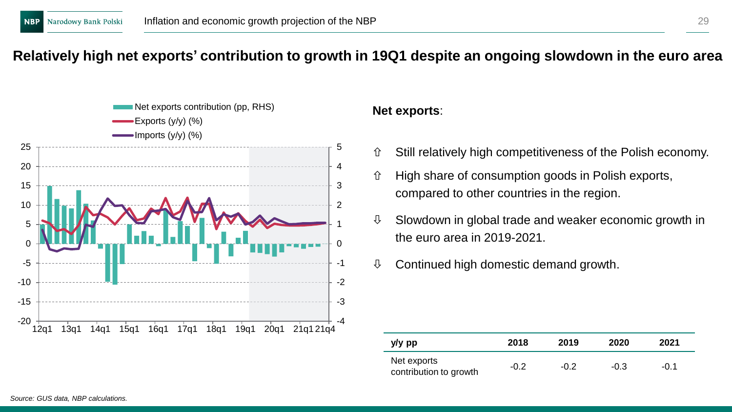# Relatively high net exports' contribution to growth in 19Q1 despite an ongoing slowdown in the euro area

**Net exports**:

- ⇧ Still relatively high competitiveness of the Polish economy.
- ⇧ High share of consumption goods in Polish exports, compared to other countries in the region.
- ⇩ Slowdown in global trade and weaker economic growth in the euro area in 2019-2021.
- ⇩ Continued high domestic demand growth.

| y/y pp | 2018 | 2019 | 2020 | 2021 |
|---|---|---|---|---|
| Net exports contribution to growth | -0.2 | -0.2 | -0.3 | -0.1 |

*Source: GUS data, NBP calculations.*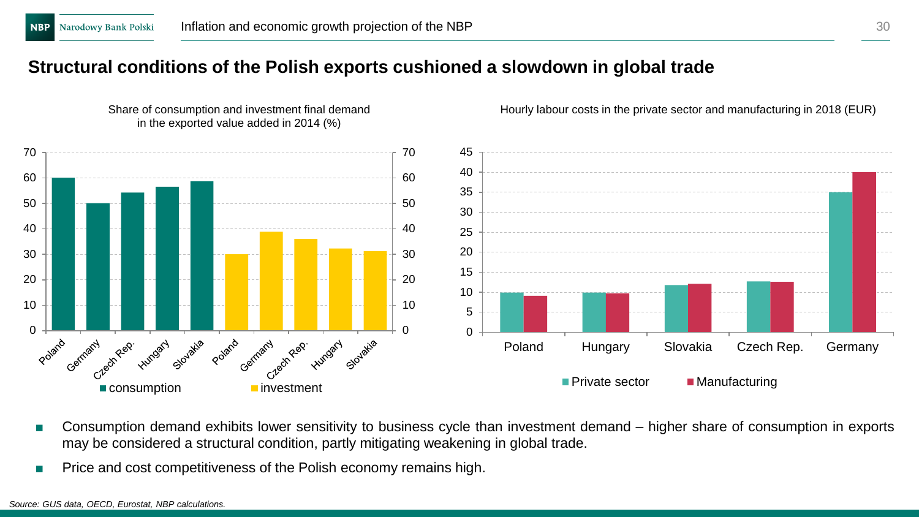# Structural conditions of the Polish exports cushioned a slowdown in global trade

Share of consumption and investment final demand in the exported value added in 2014 (%)

Hourly labour costs in the private sector and manufacturing in 2018 (EUR)

- Consumption demand exhibits lower sensitivity to business cycle than investment demand – higher share of consumption in exports may be considered a structural condition, partly mitigating weakening in global trade.
- Price and cost competitiveness of the Polish economy remains high.

*Source: GUS data, OECD, Eurostat, NBP calculations.*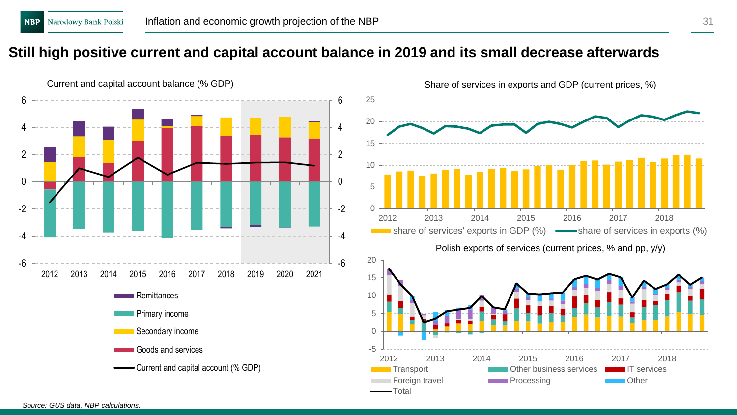# Still high positive current and capital account balance in 2019 and its small decrease afterwards

Current and capital account balance (% GDP)

- Remittances
- Primary income
- Secondary income
- Goods and services
- Current and capital account (% GDP)

Share of services in exports and GDP (current prices, %)

- share of services' exports in GDP (%)
- share of services in exports (%)

Polish exports of services (current prices, % and pp, y/y)

- Transport
- Other business services
- IT services
- Foreign travel
- Processing
- Other
- Total

*Source: GUS data, NBP calculations.*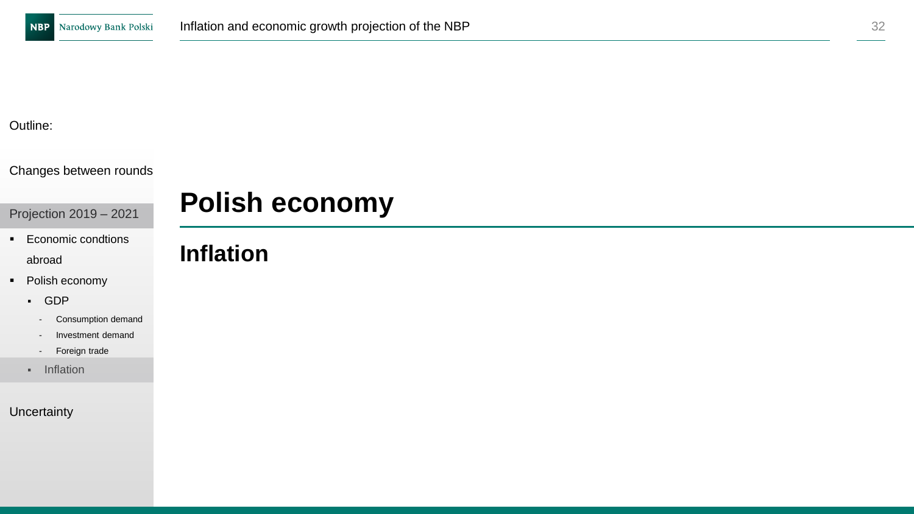Outline:

Changes between rounds

Projection 2019 – 2021

- Economic condtions abroad
- Polish economy
  - GDP
    - Consumption demand
    - Investment demand
    - Foreign trade
  - Inflation

Uncertainty

# Polish economy

## Inflation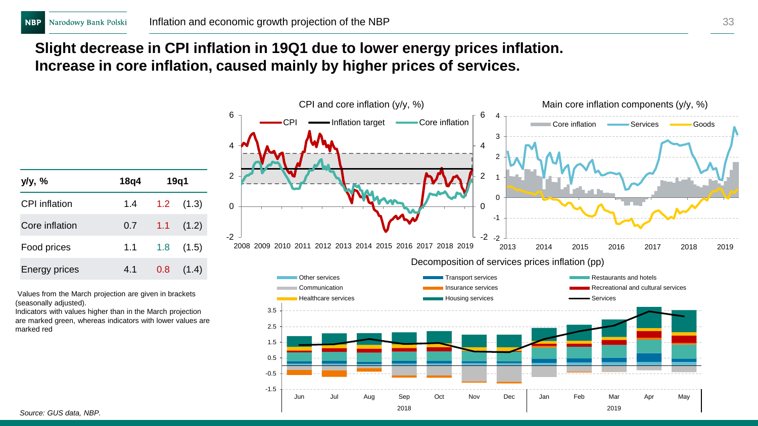# Slight decrease in CPI inflation in 19Q1 due to lower energy prices inflation. Increase in core inflation, caused mainly by higher prices of services.

| y/y, % | 18q4 | 19q1 | |
|---|---|---|---|
| CPI inflation | 1.4 | 1.2 | (1.3) |
| Core inflation | 0.7 | 1.1 | (1.2) |
| Food prices | 1.1 | 1.8 | (1.5) |
| Energy prices | 4.1 | 0.8 | (1.4) |

Values from the March projection are given in brackets (seasonally adjusted).
Indicators with values higher than in the March projection are marked green, whereas indicators with lower values are marked red

CPI and core inflation (y/y, %)

Main core inflation components (y/y, %)

Decomposition of services prices inflation (pp)

*Source: GUS data, NBP.*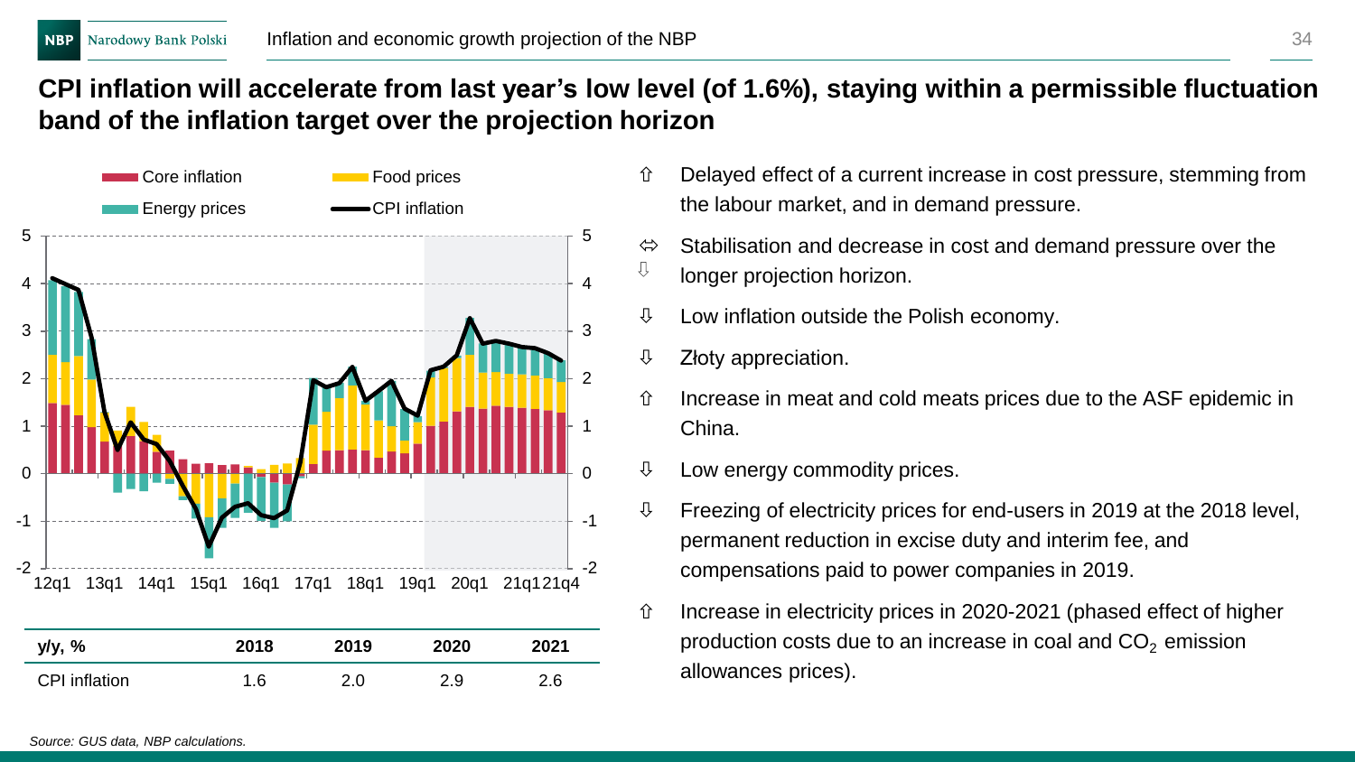# CPI inflation will accelerate from last year's low level (of 1.6%), staying within a permissible fluctuation band of the inflation target over the projection horizon

Core inflation | Food prices | Energy prices | CPI inflation

| y/y, % | 2018 | 2019 | 2020 | 2021 |
|---|---|---|---|---|
| CPI inflation | 1.6 | 2.0 | 2.9 | 2.6 |

- ⇧ Delayed effect of a current increase in cost pressure, stemming from the labour market, and in demand pressure.
- ⇔ ⇩ Stabilisation and decrease in cost and demand pressure over the longer projection horizon.
- ⇩ Low inflation outside the Polish economy.
- ⇩ Złoty appreciation.
- ⇧ Increase in meat and cold meats prices due to the ASF epidemic in China.
- ⇩ Low energy commodity prices.
- ⇩ Freezing of electricity prices for end-users in 2019 at the 2018 level, permanent reduction in excise duty and interim fee, and compensations paid to power companies in 2019.
- ⇧ Increase in electricity prices in 2020-2021 (phased effect of higher production costs due to an increase in coal and $CO_2$ emission allowances prices).

*Source: GUS data, NBP calculations.*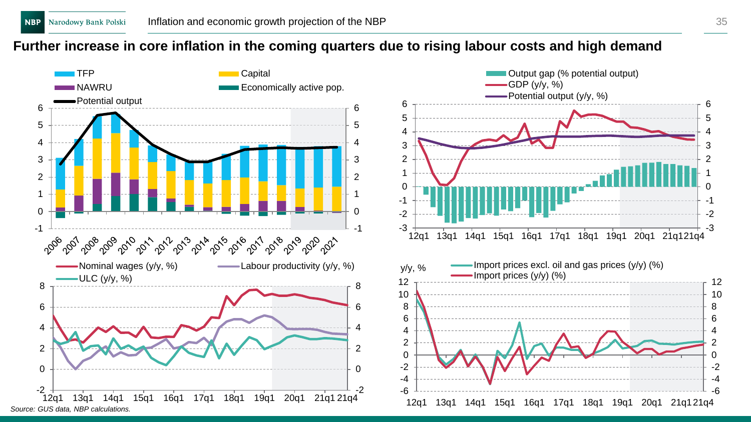## Further increase in core inflation in the coming quarters due to rising labour costs and high demand

TFP | Capital | NAWRU | Economically active pop. | Potential output

Output gap (% potential output) | GDP (y/y, %) | Potential output (y/y, %)

Nominal wages (y/y, %) | Labour productivity (y/y, %) | ULC (y/y, %)

y/y, % | Import prices excl. oil and gas prices (y/y) (%) | Import prices (y/y) (%)

*Source: GUS data, NBP calculations.*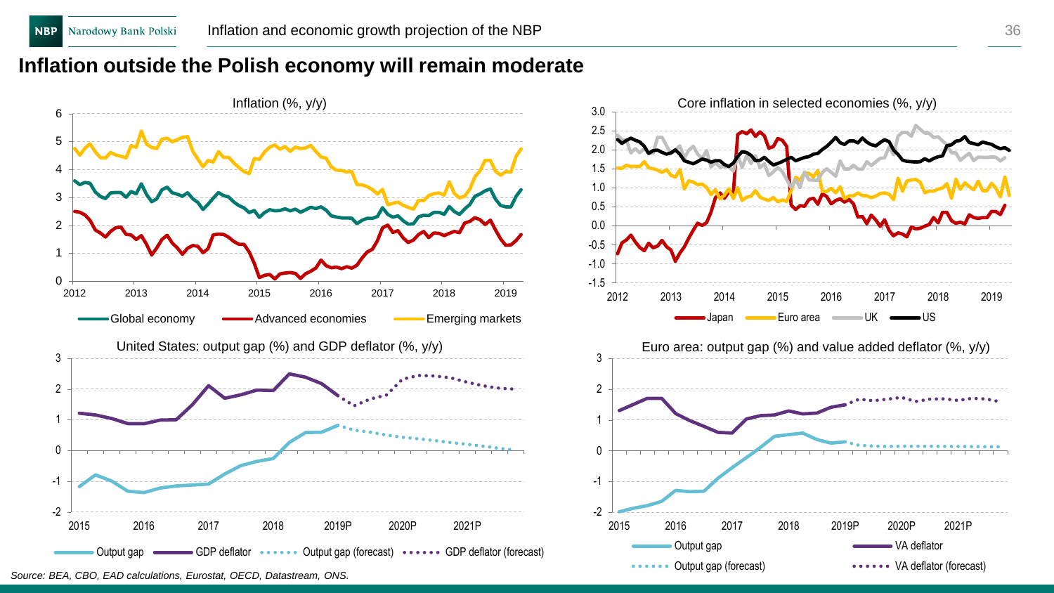# Inflation outside the Polish economy will remain moderate

**Inflation (%, y/y)**

Global economy — Advanced economies — Emerging markets

**Core inflation in selected economies (%, y/y)**

Japan — Euro area — UK — US

**United States: output gap (%) and GDP deflator (%, y/y)**

Output gap — GDP deflator — Output gap (forecast) — GDP deflator (forecast)

**Euro area: output gap (%) and value added deflator (%, y/y)**

Output gap — VA deflator — Output gap (forecast) — VA deflator (forecast)

*Source: BEA, CBO, EAD calculations, Eurostat, OECD, Datastream, ONS.*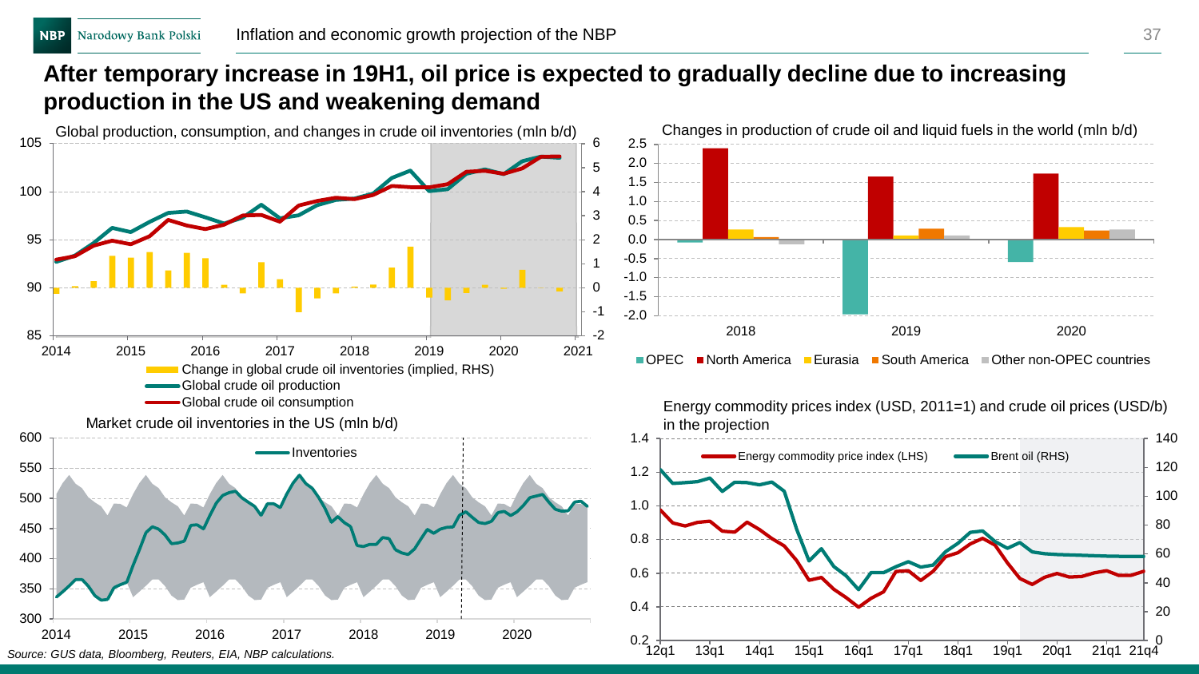# After temporary increase in 19H1, oil price is expected to gradually decline due to increasing production in the US and weakening demand

Global production, consumption, and changes in crude oil inventories (mln b/d)

- Change in global crude oil inventories (implied, RHS)
- Global crude oil production
- Global crude oil consumption

Changes in production of crude oil and liquid fuels in the world (mln b/d)

- OPEC
- North America
- Eurasia
- South America
- Other non-OPEC countries

Market crude oil inventories in the US (mln b/d)

- Inventories

Energy commodity prices index (USD, 2011=1) and crude oil prices (USD/b) in the projection

- Energy commodity price index (LHS)
- Brent oil (RHS)

*Source: GUS data, Bloomberg, Reuters, EIA, NBP calculations.*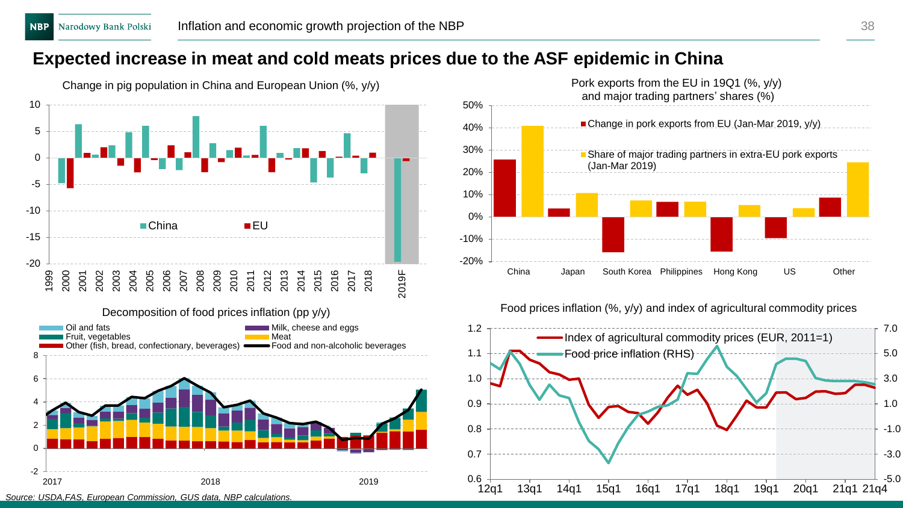## Expected increase in meat and cold meats prices due to the ASF epidemic in China

Change in pig population in China and European Union (%, y/y)

China, EU

Pork exports from the EU in 19Q1 (%, y/y) and major trading partners' shares (%)

Change in pork exports from EU (Jan-Mar 2019, y/y)

Share of major trading partners in extra-EU pork exports (Jan-Mar 2019)

Decomposition of food prices inflation (pp y/y)

Oil and fats, Fruit, vegetables, Other (fish, bread, confectionary, beverages), Milk, cheese and eggs, Meat, Food and non-alcoholic beverages

Food prices inflation (%, y/y) and index of agricultural commodity prices

Index of agricultural commodity prices (EUR, 2011=1), Food price inflation (RHS)

*Source: USDA,FAS, European Commission, GUS data, NBP calculations.*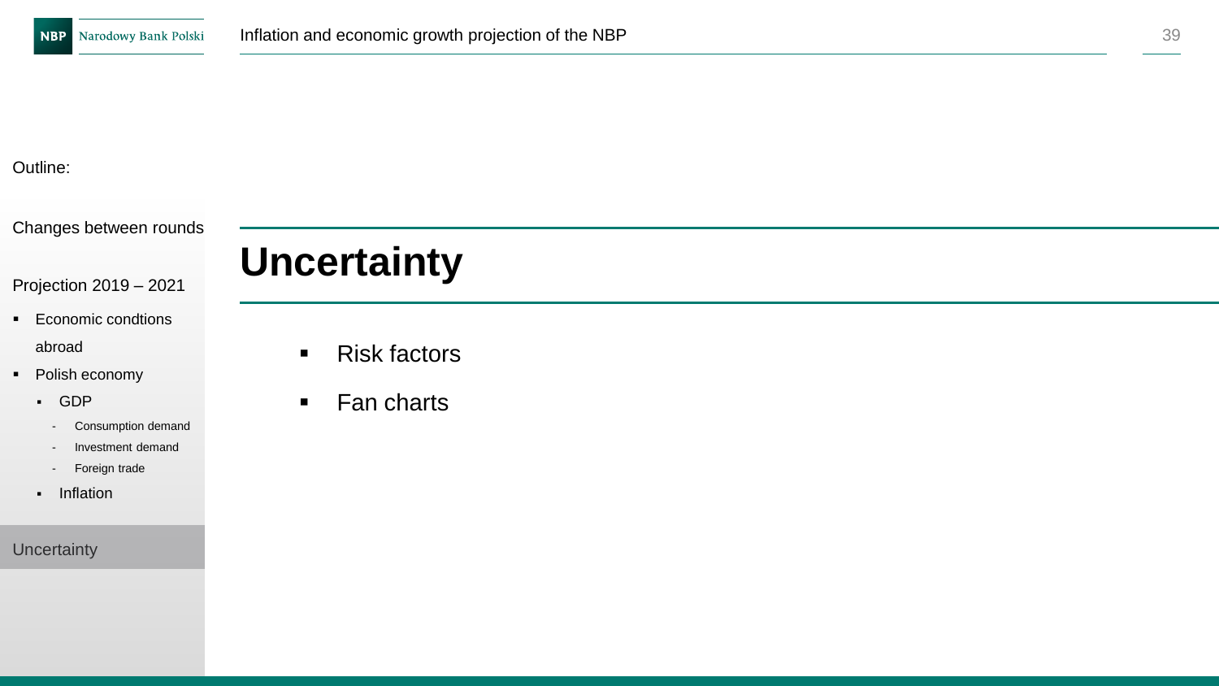Outline:

Changes between rounds

Projection 2019 – 2021

- Economic condtions abroad
- Polish economy
  - GDP
    - Consumption demand
    - Investment demand
    - Foreign trade
  - Inflation

Uncertainty

# Uncertainty

- Risk factors
- Fan charts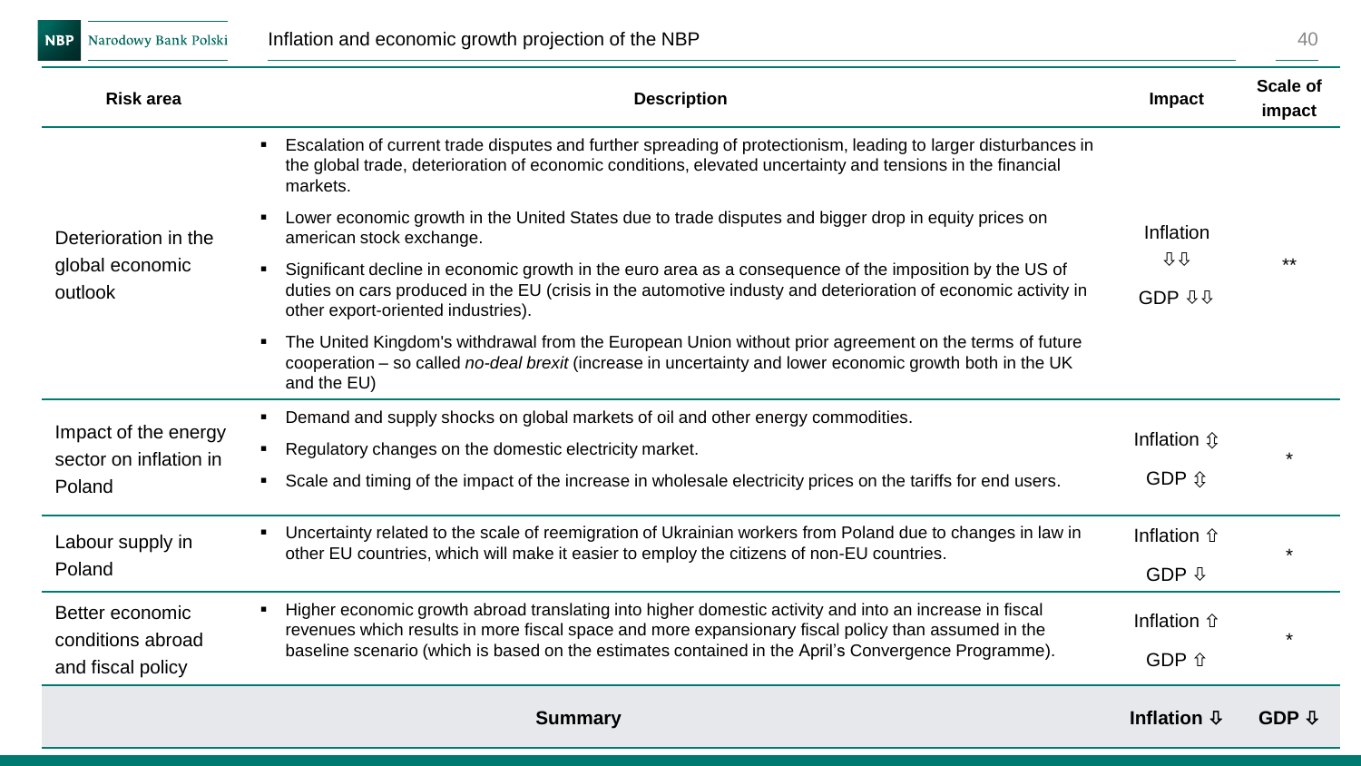| Risk area | Description | Impact | Scale of impact |
|---|---|---|---|
| Deterioration in the global economic outlook | ▪ Escalation of current trade disputes and further spreading of protectionism, leading to larger disturbances in the global trade, deterioration of economic conditions, elevated uncertainty and tensions in the financial markets.<br>▪ Lower economic growth in the United States due to trade disputes and bigger drop in equity prices on american stock exchange.<br>▪ Significant decline in economic growth in the euro area as a consequence of the imposition by the US of duties on cars produced in the EU (crisis in the automotive industy and deterioration of economic activity in other export-oriented industries).<br>▪ The United Kingdom's withdrawal from the European Union without prior agreement on the terms of future cooperation – so called *no-deal brexit* (increase in uncertainty and lower economic growth both in the UK and the EU) | Inflation ⇩⇩<br>GDP ⇩⇩ | ** |
| Impact of the energy sector on inflation in Poland | ▪ Demand and supply shocks on global markets of oil and other energy commodities.<br>▪ Regulatory changes on the domestic electricity market.<br>▪ Scale and timing of the impact of the increase in wholesale electricity prices on the tariffs for end users. | Inflation ⇳<br>GDP ⇳ | * |
| Labour supply in Poland | ▪ Uncertainty related to the scale of reemigration of Ukrainian workers from Poland due to changes in law in other EU countries, which will make it easier to employ the citizens of non-EU countries. | Inflation ⇧<br>GDP ⇩ | * |
| Better economic conditions abroad and fiscal policy | ▪ Higher economic growth abroad translating into higher domestic activity and into an increase in fiscal revenues which results in more fiscal space and more expansionary fiscal policy than assumed in the baseline scenario (which is based on the estimates contained in the April's Convergence Programme). | Inflation ⇧<br>GDP ⇧ | * |
| **Summary** | | **Inflation ⇩** | **GDP ⇩** |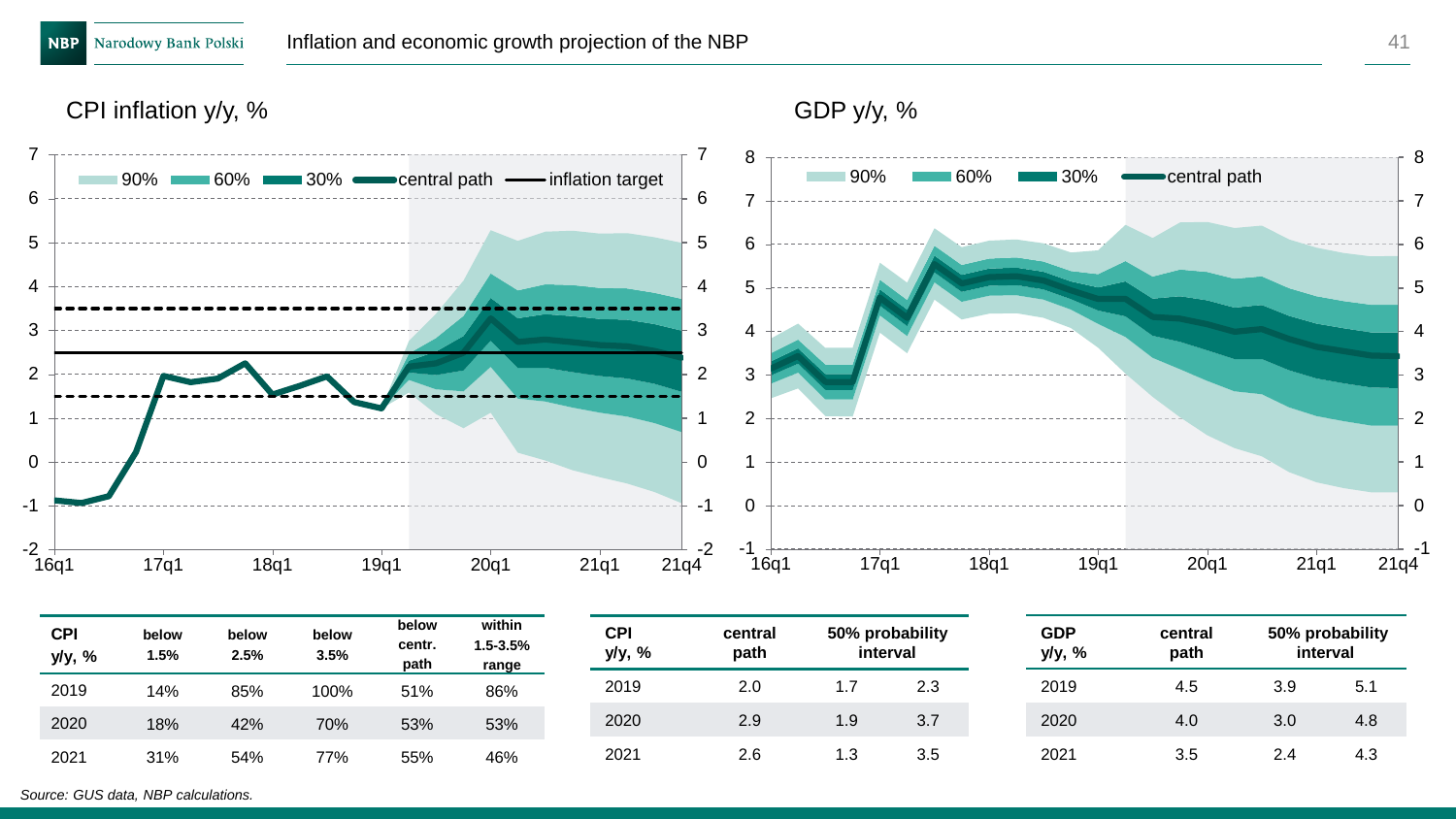## Inflation and economic growth projection of the NBP

CPI inflation y/y, %

GDP y/y, %

| CPI y/y, % | below 1.5% | below 2.5% | below 3.5% | below centr. path | within 1.5-3.5% range |
|---|---|---|---|---|---|
| 2019 | 14% | 85% | 100% | 51% | 86% |
| 2020 | 18% | 42% | 70% | 53% | 53% |
| 2021 | 31% | 54% | 77% | 55% | 46% |

| CPI y/y, % | central path | 50% probability interval | |
|---|---|---|---|
| 2019 | 2.0 | 1.7 | 2.3 |
| 2020 | 2.9 | 1.9 | 3.7 |
| 2021 | 2.6 | 1.3 | 3.5 |

| GDP y/y, % | central path | 50% probability interval | |
|---|---|---|---|
| 2019 | 4.5 | 3.9 | 5.1 |
| 2020 | 4.0 | 3.0 | 4.8 |
| 2021 | 3.5 | 2.4 | 4.3 |

*Source: GUS data, NBP calculations.*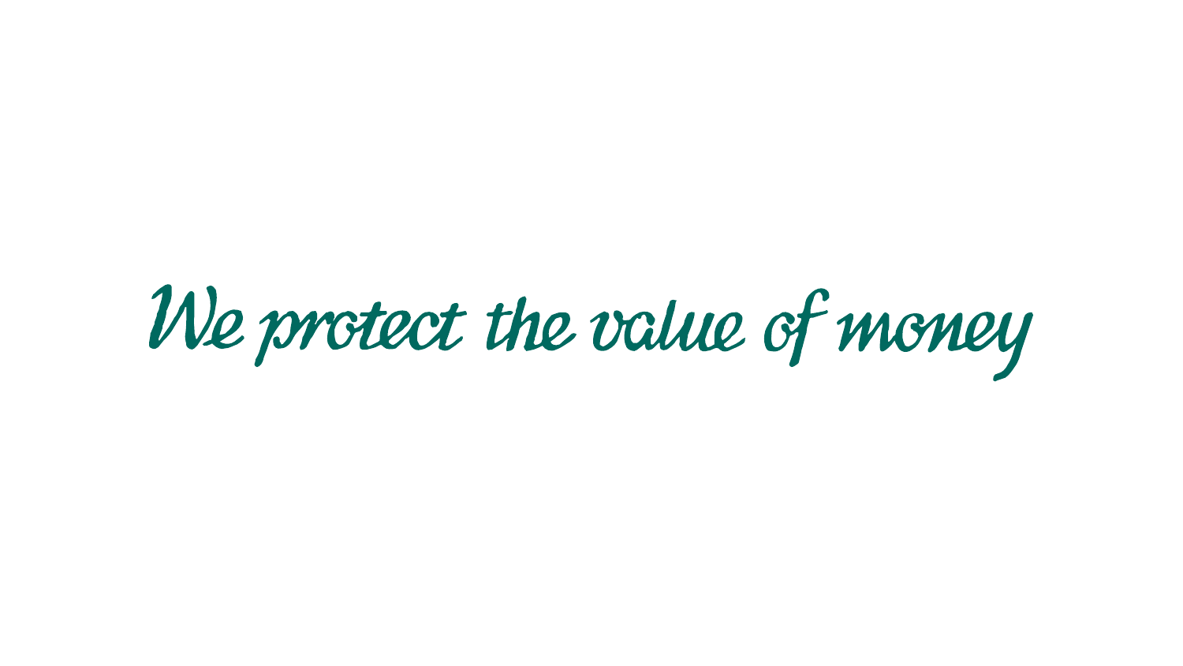*We protect the value of money*